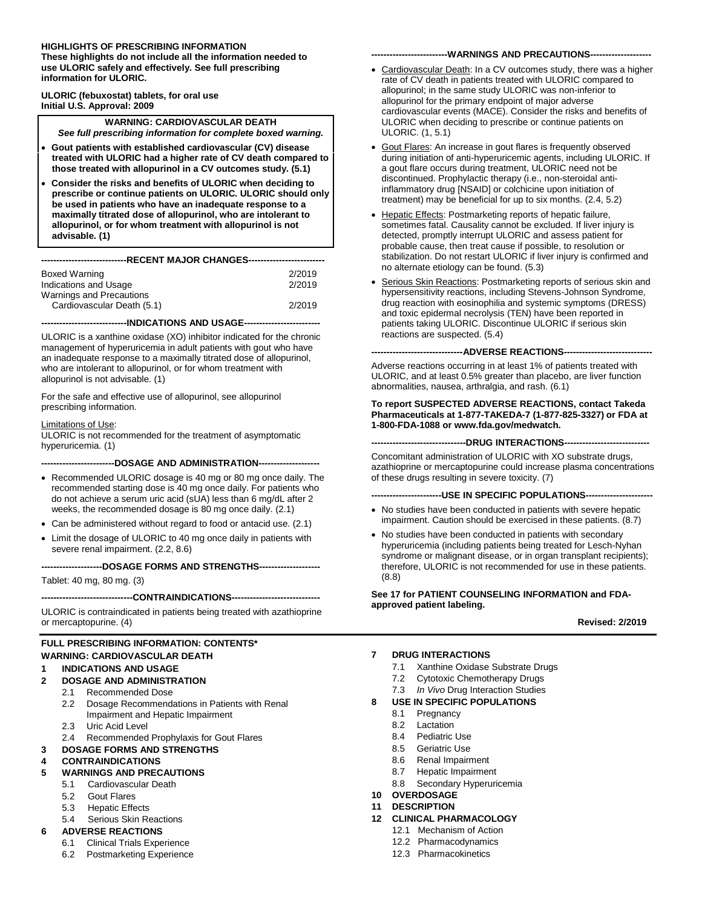**HIGHLIGHTS OF PRESCRIBING INFORMATION**
**These highlights do not include all the information needed to use ULORIC safely and effectively. See full prescribing information for ULORIC.**

**ULORIC (febuxostat) tablets, for oral use**
**Initial U.S. Approval: 2009**

**WARNING: CARDIOVASCULAR DEATH**
***See full prescribing information for complete boxed warning.***

- **Gout patients with established cardiovascular (CV) disease treated with ULORIC had a higher rate of CV death compared to those treated with allopurinol in a CV outcomes study. (5.1)**
- **Consider the risks and benefits of ULORIC when deciding to prescribe or continue patients on ULORIC. ULORIC should only be used in patients who have an inadequate response to a maximally titrated dose of allopurinol, who are intolerant to allopurinol, or for whom treatment with allopurinol is not advisable. (1)**

**----------------------------RECENT MAJOR CHANGES-------------------------**

| | |
|---|---|
| Boxed Warning | 2/2019 |
| Indications and Usage | 2/2019 |
| Warnings and Precautions | |
| Cardiovascular Death (5.1) | 2/2019 |

**----------------------------INDICATIONS AND USAGE-------------------------**

ULORIC is a xanthine oxidase (XO) inhibitor indicated for the chronic management of hyperuricemia in adult patients with gout who have an inadequate response to a maximally titrated dose of allopurinol, who are intolerant to allopurinol, or for whom treatment with allopurinol is not advisable. (1)

For the safe and effective use of allopurinol, see allopurinol prescribing information.

Limitations of Use:
ULORIC is not recommended for the treatment of asymptomatic hyperuricemia. (1)

**------------------------DOSAGE AND ADMINISTRATION--------------------**

- Recommended ULORIC dosage is 40 mg or 80 mg once daily. The recommended starting dose is 40 mg once daily. For patients who do not achieve a serum uric acid (sUA) less than 6 mg/dL after 2 weeks, the recommended dosage is 80 mg once daily. (2.1)
- Can be administered without regard to food or antacid use. (2.1)
- Limit the dosage of ULORIC to 40 mg once daily in patients with severe renal impairment. (2.2, 8.6)

**--------------------DOSAGE FORMS AND STRENGTHS--------------------**

Tablet: 40 mg, 80 mg. (3)

**------------------------------CONTRAINDICATIONS----------------------------**

ULORIC is contraindicated in patients being treated with azathioprine or mercaptopurine. (4)

**------------------------WARNINGS AND PRECAUTIONS--------------------**

- Cardiovascular Death: In a CV outcomes study, there was a higher rate of CV death in patients treated with ULORIC compared to allopurinol; in the same study ULORIC was non-inferior to allopurinol for the primary endpoint of major adverse cardiovascular events (MACE). Consider the risks and benefits of ULORIC when deciding to prescribe or continue patients on ULORIC. (1, 5.1)
- Gout Flares: An increase in gout flares is frequently observed during initiation of anti-hyperuricemic agents, including ULORIC. If a gout flare occurs during treatment, ULORIC need not be discontinued. Prophylactic therapy (i.e., non-steroidal anti-inflammatory drug [NSAID] or colchicine upon initiation of treatment) may be beneficial for up to six months. (2.4, 5.2)
- Hepatic Effects: Postmarketing reports of hepatic failure, sometimes fatal. Causality cannot be excluded. If liver injury is detected, promptly interrupt ULORIC and assess patient for probable cause, then treat cause if possible, to resolution or stabilization. Do not restart ULORIC if liver injury is confirmed and no alternate etiology can be found. (5.3)
- Serious Skin Reactions: Postmarketing reports of serious skin and hypersensitivity reactions, including Stevens-Johnson Syndrome, drug reaction with eosinophilia and systemic symptoms (DRESS) and toxic epidermal necrolysis (TEN) have been reported in patients taking ULORIC. Discontinue ULORIC if serious skin reactions are suspected. (5.4)

**------------------------------ADVERSE REACTIONS-----------------------------**

Adverse reactions occurring in at least 1% of patients treated with ULORIC, and at least 0.5% greater than placebo, are liver function abnormalities, nausea, arthralgia, and rash. (6.1)

**To report SUSPECTED ADVERSE REACTIONS, contact Takeda Pharmaceuticals at 1-877-TAKEDA-7 (1-877-825-3327) or FDA at 1-800-FDA-1088 or www.fda.gov/medwatch.**

**-------------------------------DRUG INTERACTIONS----------------------------**

Concomitant administration of ULORIC with XO substrate drugs, azathioprine or mercaptopurine could increase plasma concentrations of these drugs resulting in severe toxicity. (7)

**-----------------------USE IN SPECIFIC POPULATIONS----------------------**

- No studies have been conducted in patients with severe hepatic impairment. Caution should be exercised in these patients. (8.7)
- No studies have been conducted in patients with secondary hyperuricemia (including patients being treated for Lesch-Nyhan syndrome or malignant disease, or in organ transplant recipients); therefore, ULORIC is not recommended for use in these patients. (8.8)

**See 17 for PATIENT COUNSELING INFORMATION and FDA-approved patient labeling.**

**Revised: 2/2019**

**FULL PRESCRIBING INFORMATION: CONTENTS***
**WARNING: CARDIOVASCULAR DEATH**

**1 INDICATIONS AND USAGE**

**2 DOSAGE AND ADMINISTRATION**
- 2.1 Recommended Dose
- 2.2 Dosage Recommendations in Patients with Renal Impairment and Hepatic Impairment
- 2.3 Uric Acid Level
- 2.4 Recommended Prophylaxis for Gout Flares

**3 DOSAGE FORMS AND STRENGTHS**

**4 CONTRAINDICATIONS**

**5 WARNINGS AND PRECAUTIONS**
- 5.1 Cardiovascular Death
- 5.2 Gout Flares
- 5.3 Hepatic Effects
- 5.4 Serious Skin Reactions

**6 ADVERSE REACTIONS**
- 6.1 Clinical Trials Experience
- 6.2 Postmarketing Experience

**7 DRUG INTERACTIONS**
- 7.1 Xanthine Oxidase Substrate Drugs
- 7.2 Cytotoxic Chemotherapy Drugs
- 7.3 *In Vivo* Drug Interaction Studies

**8 USE IN SPECIFIC POPULATIONS**
- 8.1 Pregnancy
- 8.2 Lactation
- 8.4 Pediatric Use
- 8.5 Geriatric Use
- 8.6 Renal Impairment
- 8.7 Hepatic Impairment
- 8.8 Secondary Hyperuricemia

**10 OVERDOSAGE**

**11 DESCRIPTION**

**12 CLINICAL PHARMACOLOGY**
- 12.1 Mechanism of Action
- 12.2 Pharmacodynamics
- 12.3 Pharmacokinetics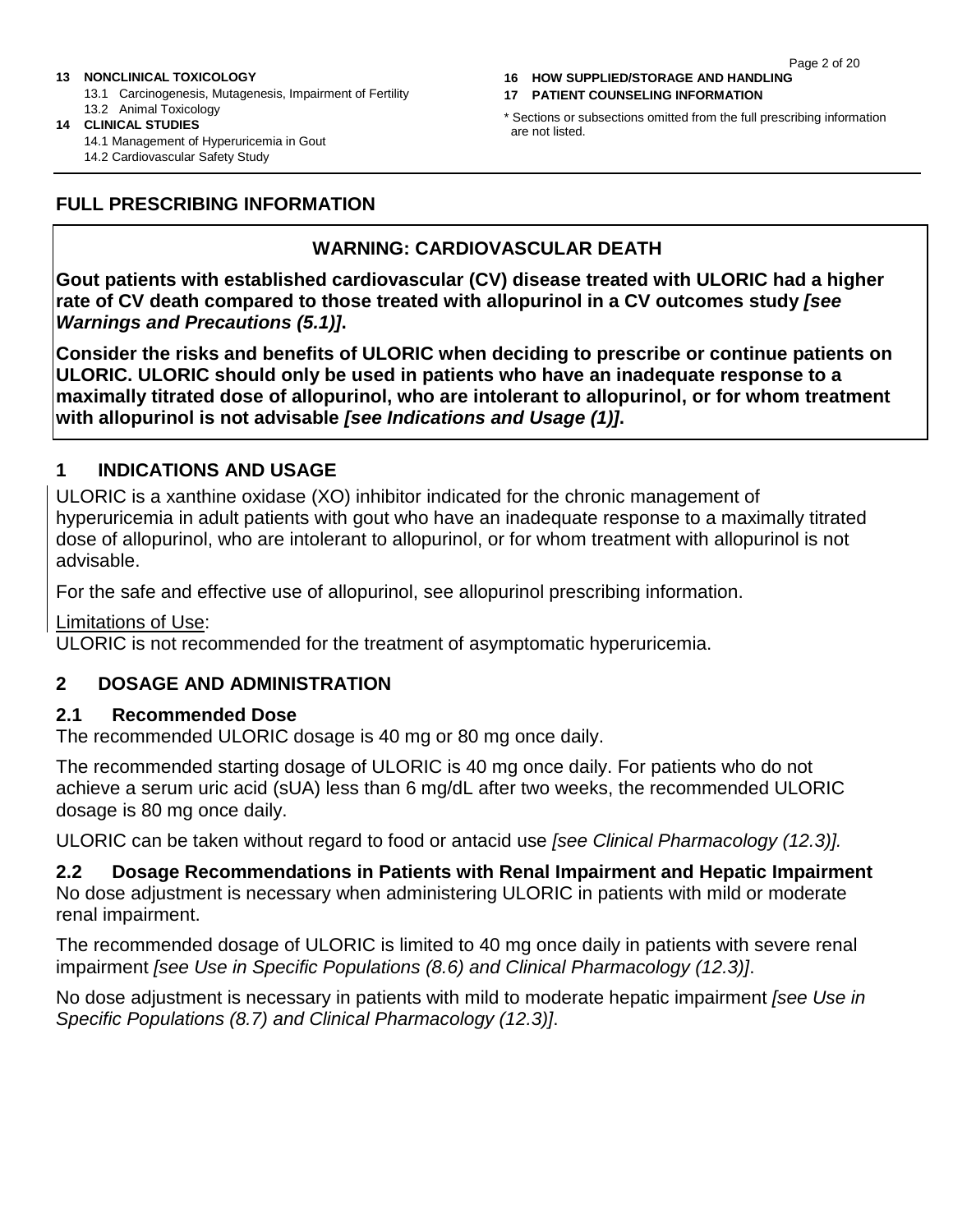**13 NONCLINICAL TOXICOLOGY**
- 13.1 Carcinogenesis, Mutagenesis, Impairment of Fertility
- 13.2 Animal Toxicology

**14 CLINICAL STUDIES**
- 14.1 Management of Hyperuricemia in Gout
- 14.2 Cardiovascular Safety Study

**16 HOW SUPPLIED/STORAGE AND HANDLING**

**17 PATIENT COUNSELING INFORMATION**

* Sections or subsections omitted from the full prescribing information are not listed.

# FULL PRESCRIBING INFORMATION

## WARNING: CARDIOVASCULAR DEATH

**Gout patients with established cardiovascular (CV) disease treated with ULORIC had a higher rate of CV death compared to those treated with allopurinol in a CV outcomes study *[see Warnings and Precautions (5.1)]*.**

**Consider the risks and benefits of ULORIC when deciding to prescribe or continue patients on ULORIC. ULORIC should only be used in patients who have an inadequate response to a maximally titrated dose of allopurinol, who are intolerant to allopurinol, or for whom treatment with allopurinol is not advisable *[see Indications and Usage (1)]*.**

## 1 INDICATIONS AND USAGE

ULORIC is a xanthine oxidase (XO) inhibitor indicated for the chronic management of hyperuricemia in adult patients with gout who have an inadequate response to a maximally titrated dose of allopurinol, who are intolerant to allopurinol, or for whom treatment with allopurinol is not advisable.

For the safe and effective use of allopurinol, see allopurinol prescribing information.

Limitations of Use:
ULORIC is not recommended for the treatment of asymptomatic hyperuricemia.

## 2 DOSAGE AND ADMINISTRATION

### 2.1 Recommended Dose

The recommended ULORIC dosage is 40 mg or 80 mg once daily.

The recommended starting dosage of ULORIC is 40 mg once daily. For patients who do not achieve a serum uric acid (sUA) less than 6 mg/dL after two weeks, the recommended ULORIC dosage is 80 mg once daily.

ULORIC can be taken without regard to food or antacid use *[see Clinical Pharmacology (12.3)].*

### 2.2 Dosage Recommendations in Patients with Renal Impairment and Hepatic Impairment

No dose adjustment is necessary when administering ULORIC in patients with mild or moderate renal impairment.

The recommended dosage of ULORIC is limited to 40 mg once daily in patients with severe renal impairment *[see Use in Specific Populations (8.6) and Clinical Pharmacology (12.3)]*.

No dose adjustment is necessary in patients with mild to moderate hepatic impairment *[see Use in Specific Populations (8.7) and Clinical Pharmacology (12.3)]*.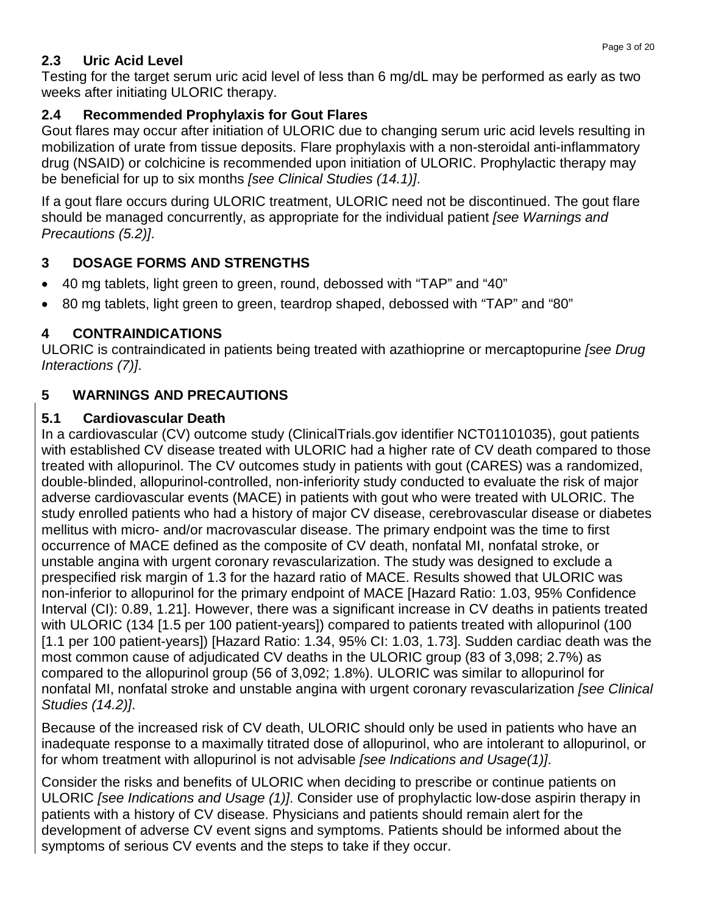### 2.3 Uric Acid Level

Testing for the target serum uric acid level of less than 6 mg/dL may be performed as early as two weeks after initiating ULORIC therapy.

### 2.4 Recommended Prophylaxis for Gout Flares

Gout flares may occur after initiation of ULORIC due to changing serum uric acid levels resulting in mobilization of urate from tissue deposits. Flare prophylaxis with a non-steroidal anti-inflammatory drug (NSAID) or colchicine is recommended upon initiation of ULORIC. Prophylactic therapy may be beneficial for up to six months *[see Clinical Studies (14.1)]*.

If a gout flare occurs during ULORIC treatment, ULORIC need not be discontinued. The gout flare should be managed concurrently, as appropriate for the individual patient *[see Warnings and Precautions (5.2)]*.

## 3 DOSAGE FORMS AND STRENGTHS

- 40 mg tablets, light green to green, round, debossed with "TAP" and "40"
- 80 mg tablets, light green to green, teardrop shaped, debossed with "TAP" and "80"

## 4 CONTRAINDICATIONS

ULORIC is contraindicated in patients being treated with azathioprine or mercaptopurine *[see Drug Interactions (7)]*.

## 5 WARNINGS AND PRECAUTIONS

### 5.1 Cardiovascular Death

In a cardiovascular (CV) outcome study (ClinicalTrials.gov identifier NCT01101035), gout patients with established CV disease treated with ULORIC had a higher rate of CV death compared to those treated with allopurinol. The CV outcomes study in patients with gout (CARES) was a randomized, double-blinded, allopurinol-controlled, non-inferiority study conducted to evaluate the risk of major adverse cardiovascular events (MACE) in patients with gout who were treated with ULORIC. The study enrolled patients who had a history of major CV disease, cerebrovascular disease or diabetes mellitus with micro- and/or macrovascular disease. The primary endpoint was the time to first occurrence of MACE defined as the composite of CV death, nonfatal MI, nonfatal stroke, or unstable angina with urgent coronary revascularization. The study was designed to exclude a prespecified risk margin of 1.3 for the hazard ratio of MACE. Results showed that ULORIC was non-inferior to allopurinol for the primary endpoint of MACE [Hazard Ratio: 1.03, 95% Confidence Interval (CI): 0.89, 1.21]. However, there was a significant increase in CV deaths in patients treated with ULORIC (134 [1.5 per 100 patient-years]) compared to patients treated with allopurinol (100 [1.1 per 100 patient-years]) [Hazard Ratio: 1.34, 95% CI: 1.03, 1.73]. Sudden cardiac death was the most common cause of adjudicated CV deaths in the ULORIC group (83 of 3,098; 2.7%) as compared to the allopurinol group (56 of 3,092; 1.8%). ULORIC was similar to allopurinol for nonfatal MI, nonfatal stroke and unstable angina with urgent coronary revascularization *[see Clinical Studies (14.2)]*.

Because of the increased risk of CV death, ULORIC should only be used in patients who have an inadequate response to a maximally titrated dose of allopurinol, who are intolerant to allopurinol, or for whom treatment with allopurinol is not advisable *[see Indications and Usage(1)]*.

Consider the risks and benefits of ULORIC when deciding to prescribe or continue patients on ULORIC *[see Indications and Usage (1)]*. Consider use of prophylactic low-dose aspirin therapy in patients with a history of CV disease. Physicians and patients should remain alert for the development of adverse CV event signs and symptoms. Patients should be informed about the symptoms of serious CV events and the steps to take if they occur.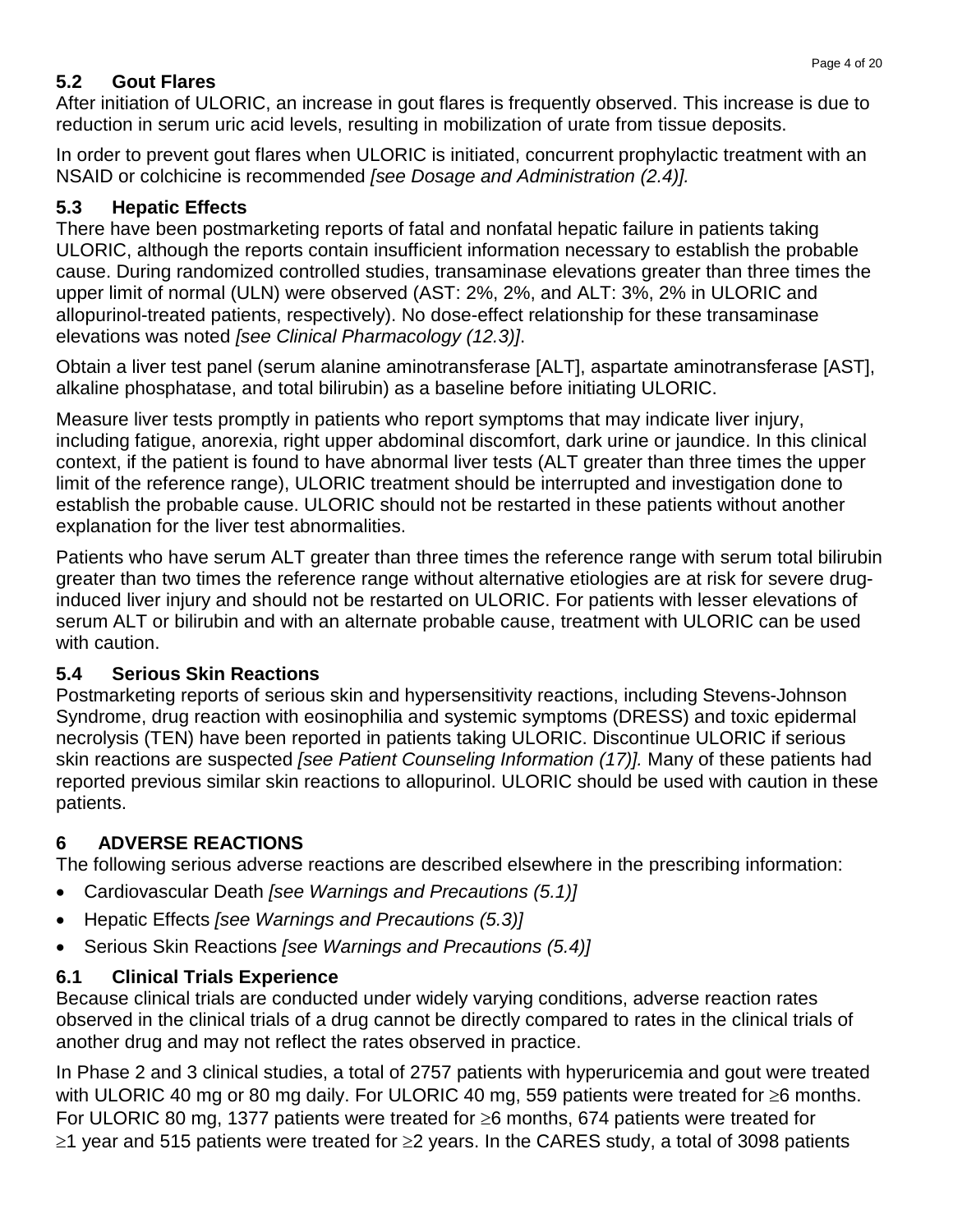### 5.2 Gout Flares

After initiation of ULORIC, an increase in gout flares is frequently observed. This increase is due to reduction in serum uric acid levels, resulting in mobilization of urate from tissue deposits.

In order to prevent gout flares when ULORIC is initiated, concurrent prophylactic treatment with an NSAID or colchicine is recommended *[see Dosage and Administration (2.4)].*

### 5.3 Hepatic Effects

There have been postmarketing reports of fatal and nonfatal hepatic failure in patients taking ULORIC, although the reports contain insufficient information necessary to establish the probable cause. During randomized controlled studies, transaminase elevations greater than three times the upper limit of normal (ULN) were observed (AST: 2%, 2%, and ALT: 3%, 2% in ULORIC and allopurinol-treated patients, respectively). No dose-effect relationship for these transaminase elevations was noted *[see Clinical Pharmacology (12.3)]*.

Obtain a liver test panel (serum alanine aminotransferase [ALT], aspartate aminotransferase [AST], alkaline phosphatase, and total bilirubin) as a baseline before initiating ULORIC.

Measure liver tests promptly in patients who report symptoms that may indicate liver injury, including fatigue, anorexia, right upper abdominal discomfort, dark urine or jaundice. In this clinical context, if the patient is found to have abnormal liver tests (ALT greater than three times the upper limit of the reference range), ULORIC treatment should be interrupted and investigation done to establish the probable cause. ULORIC should not be restarted in these patients without another explanation for the liver test abnormalities.

Patients who have serum ALT greater than three times the reference range with serum total bilirubin greater than two times the reference range without alternative etiologies are at risk for severe drug-induced liver injury and should not be restarted on ULORIC. For patients with lesser elevations of serum ALT or bilirubin and with an alternate probable cause, treatment with ULORIC can be used with caution.

### 5.4 Serious Skin Reactions

Postmarketing reports of serious skin and hypersensitivity reactions, including Stevens-Johnson Syndrome, drug reaction with eosinophilia and systemic symptoms (DRESS) and toxic epidermal necrolysis (TEN) have been reported in patients taking ULORIC. Discontinue ULORIC if serious skin reactions are suspected *[see Patient Counseling Information (17)].* Many of these patients had reported previous similar skin reactions to allopurinol. ULORIC should be used with caution in these patients.

## 6 ADVERSE REACTIONS

The following serious adverse reactions are described elsewhere in the prescribing information:

- Cardiovascular Death *[see Warnings and Precautions (5.1)]*
- Hepatic Effects *[see Warnings and Precautions (5.3)]*
- Serious Skin Reactions *[see Warnings and Precautions (5.4)]*

### 6.1 Clinical Trials Experience

Because clinical trials are conducted under widely varying conditions, adverse reaction rates observed in the clinical trials of a drug cannot be directly compared to rates in the clinical trials of another drug and may not reflect the rates observed in practice.

In Phase 2 and 3 clinical studies, a total of 2757 patients with hyperuricemia and gout were treated with ULORIC 40 mg or 80 mg daily. For ULORIC 40 mg, 559 patients were treated for ≥6 months. For ULORIC 80 mg, 1377 patients were treated for ≥6 months, 674 patients were treated for ≥1 year and 515 patients were treated for ≥2 years. In the CARES study, a total of 3098 patients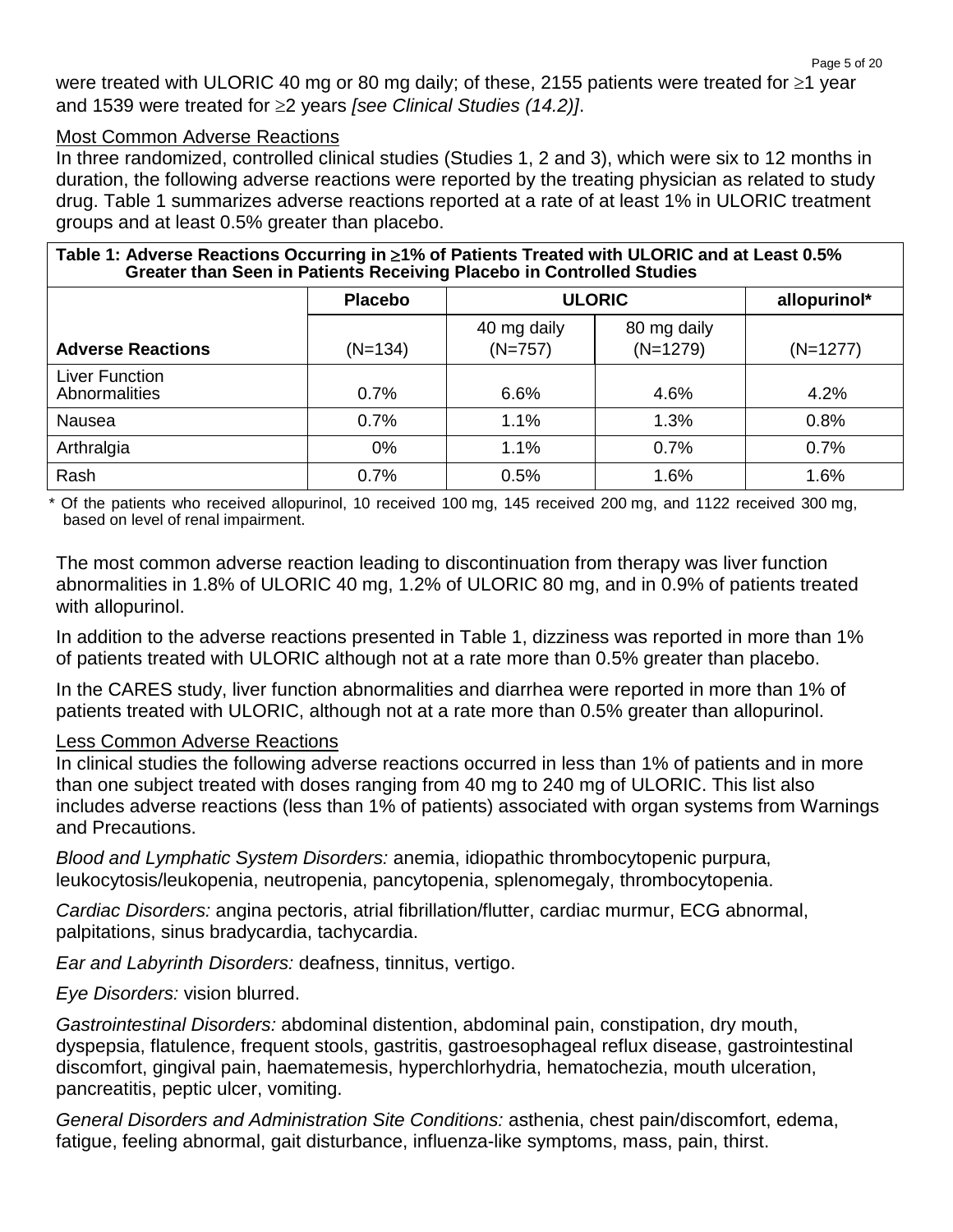were treated with ULORIC 40 mg or 80 mg daily; of these, 2155 patients were treated for ≥1 year and 1539 were treated for ≥2 years *[see Clinical Studies (14.2)]*.

Most Common Adverse Reactions

In three randomized, controlled clinical studies (Studies 1, 2 and 3), which were six to 12 months in duration, the following adverse reactions were reported by the treating physician as related to study drug. Table 1 summarizes adverse reactions reported at a rate of at least 1% in ULORIC treatment groups and at least 0.5% greater than placebo.

**Table 1: Adverse Reactions Occurring in ≥1% of Patients Treated with ULORIC and at Least 0.5% Greater than Seen in Patients Receiving Placebo in Controlled Studies**

| | Placebo | ULORIC | | allopurinol* |
|---|---|---|---|---|
| **Adverse Reactions** | (N=134) | 40 mg daily (N=757) | 80 mg daily (N=1279) | (N=1277) |
| Liver Function Abnormalities | 0.7% | 6.6% | 4.6% | 4.2% |
| Nausea | 0.7% | 1.1% | 1.3% | 0.8% |
| Arthralgia | 0% | 1.1% | 0.7% | 0.7% |
| Rash | 0.7% | 0.5% | 1.6% | 1.6% |

\* Of the patients who received allopurinol, 10 received 100 mg, 145 received 200 mg, and 1122 received 300 mg, based on level of renal impairment.

The most common adverse reaction leading to discontinuation from therapy was liver function abnormalities in 1.8% of ULORIC 40 mg, 1.2% of ULORIC 80 mg, and in 0.9% of patients treated with allopurinol.

In addition to the adverse reactions presented in Table 1, dizziness was reported in more than 1% of patients treated with ULORIC although not at a rate more than 0.5% greater than placebo.

In the CARES study, liver function abnormalities and diarrhea were reported in more than 1% of patients treated with ULORIC, although not at a rate more than 0.5% greater than allopurinol.

Less Common Adverse Reactions

In clinical studies the following adverse reactions occurred in less than 1% of patients and in more than one subject treated with doses ranging from 40 mg to 240 mg of ULORIC. This list also includes adverse reactions (less than 1% of patients) associated with organ systems from Warnings and Precautions.

*Blood and Lymphatic System Disorders:* anemia, idiopathic thrombocytopenic purpura, leukocytosis/leukopenia, neutropenia, pancytopenia, splenomegaly, thrombocytopenia.

*Cardiac Disorders:* angina pectoris, atrial fibrillation/flutter, cardiac murmur, ECG abnormal, palpitations, sinus bradycardia, tachycardia.

*Ear and Labyrinth Disorders:* deafness, tinnitus, vertigo.

*Eye Disorders:* vision blurred.

*Gastrointestinal Disorders:* abdominal distention, abdominal pain, constipation, dry mouth, dyspepsia, flatulence, frequent stools, gastritis, gastroesophageal reflux disease, gastrointestinal discomfort, gingival pain, haematemesis, hyperchlorhydria, hematochezia, mouth ulceration, pancreatitis, peptic ulcer, vomiting.

*General Disorders and Administration Site Conditions:* asthenia, chest pain/discomfort, edema, fatigue, feeling abnormal, gait disturbance, influenza-like symptoms, mass, pain, thirst.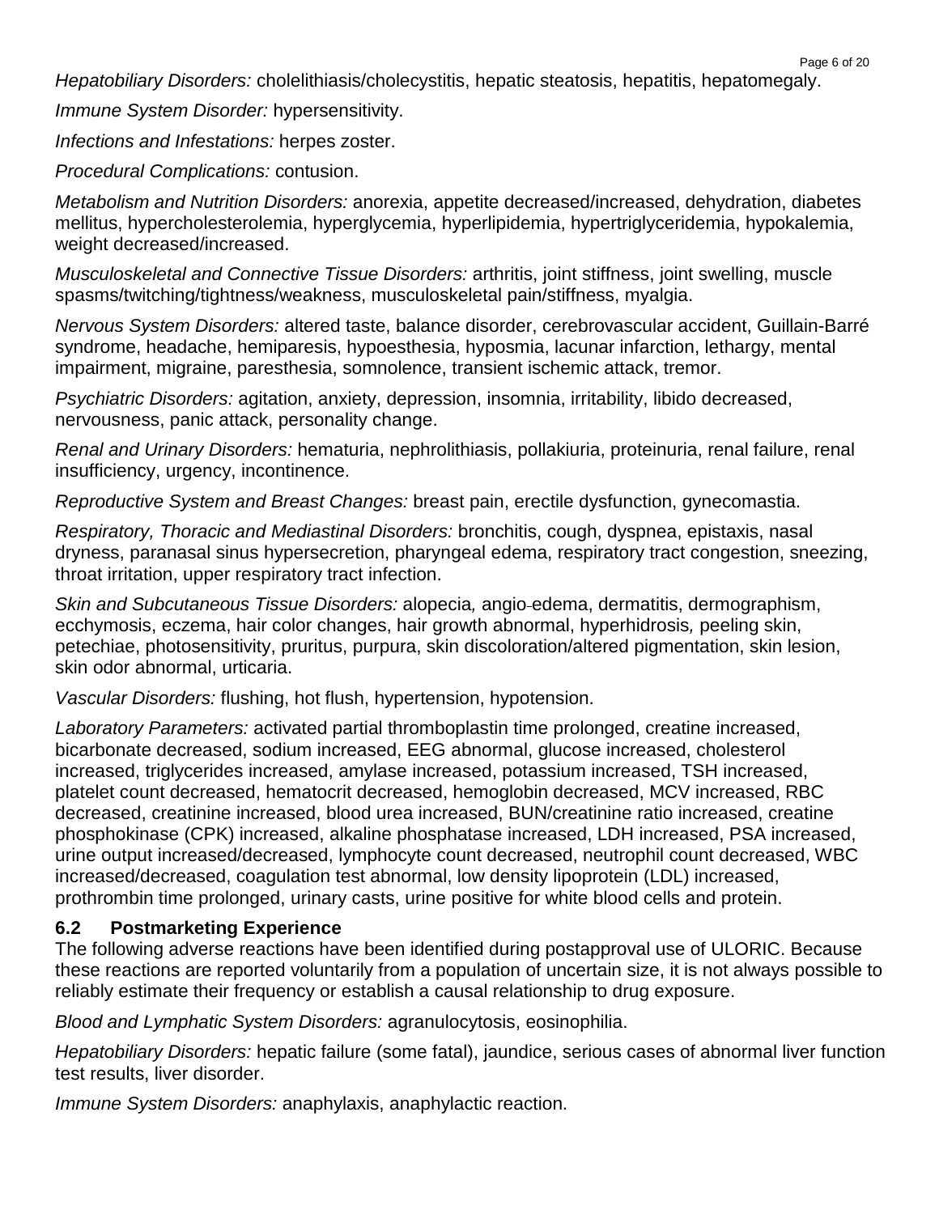*Hepatobiliary Disorders:* cholelithiasis/cholecystitis, hepatic steatosis, hepatitis, hepatomegaly.

*Immune System Disorder:* hypersensitivity.

*Infections and Infestations:* herpes zoster.

*Procedural Complications:* contusion.

*Metabolism and Nutrition Disorders:* anorexia, appetite decreased/increased, dehydration, diabetes mellitus, hypercholesterolemia, hyperglycemia, hyperlipidemia, hypertriglyceridemia, hypokalemia, weight decreased/increased.

*Musculoskeletal and Connective Tissue Disorders:* arthritis, joint stiffness, joint swelling, muscle spasms/twitching/tightness/weakness, musculoskeletal pain/stiffness, myalgia.

*Nervous System Disorders:* altered taste, balance disorder, cerebrovascular accident, Guillain-Barré syndrome, headache, hemiparesis, hypoesthesia, hyposmia, lacunar infarction, lethargy, mental impairment, migraine, paresthesia, somnolence, transient ischemic attack, tremor.

*Psychiatric Disorders:* agitation, anxiety, depression, insomnia, irritability, libido decreased, nervousness, panic attack, personality change.

*Renal and Urinary Disorders:* hematuria, nephrolithiasis, pollakiuria, proteinuria, renal failure, renal insufficiency, urgency, incontinence.

*Reproductive System and Breast Changes:* breast pain, erectile dysfunction, gynecomastia.

*Respiratory, Thoracic and Mediastinal Disorders:* bronchitis, cough, dyspnea, epistaxis, nasal dryness, paranasal sinus hypersecretion, pharyngeal edema, respiratory tract congestion, sneezing, throat irritation, upper respiratory tract infection.

*Skin and Subcutaneous Tissue Disorders:* alopecia, angio-edema, dermatitis, dermographism, ecchymosis, eczema, hair color changes, hair growth abnormal, hyperhidrosis, peeling skin, petechiae, photosensitivity, pruritus, purpura, skin discoloration/altered pigmentation, skin lesion, skin odor abnormal, urticaria.

*Vascular Disorders:* flushing, hot flush, hypertension, hypotension.

*Laboratory Parameters:* activated partial thromboplastin time prolonged, creatine increased, bicarbonate decreased, sodium increased, EEG abnormal, glucose increased, cholesterol increased, triglycerides increased, amylase increased, potassium increased, TSH increased, platelet count decreased, hematocrit decreased, hemoglobin decreased, MCV increased, RBC decreased, creatinine increased, blood urea increased, BUN/creatinine ratio increased, creatine phosphokinase (CPK) increased, alkaline phosphatase increased, LDH increased, PSA increased, urine output increased/decreased, lymphocyte count decreased, neutrophil count decreased, WBC increased/decreased, coagulation test abnormal, low density lipoprotein (LDL) increased, prothrombin time prolonged, urinary casts, urine positive for white blood cells and protein.

### 6.2 Postmarketing Experience

The following adverse reactions have been identified during postapproval use of ULORIC. Because these reactions are reported voluntarily from a population of uncertain size, it is not always possible to reliably estimate their frequency or establish a causal relationship to drug exposure.

*Blood and Lymphatic System Disorders:* agranulocytosis, eosinophilia.

*Hepatobiliary Disorders:* hepatic failure (some fatal), jaundice, serious cases of abnormal liver function test results, liver disorder.

*Immune System Disorders:* anaphylaxis, anaphylactic reaction.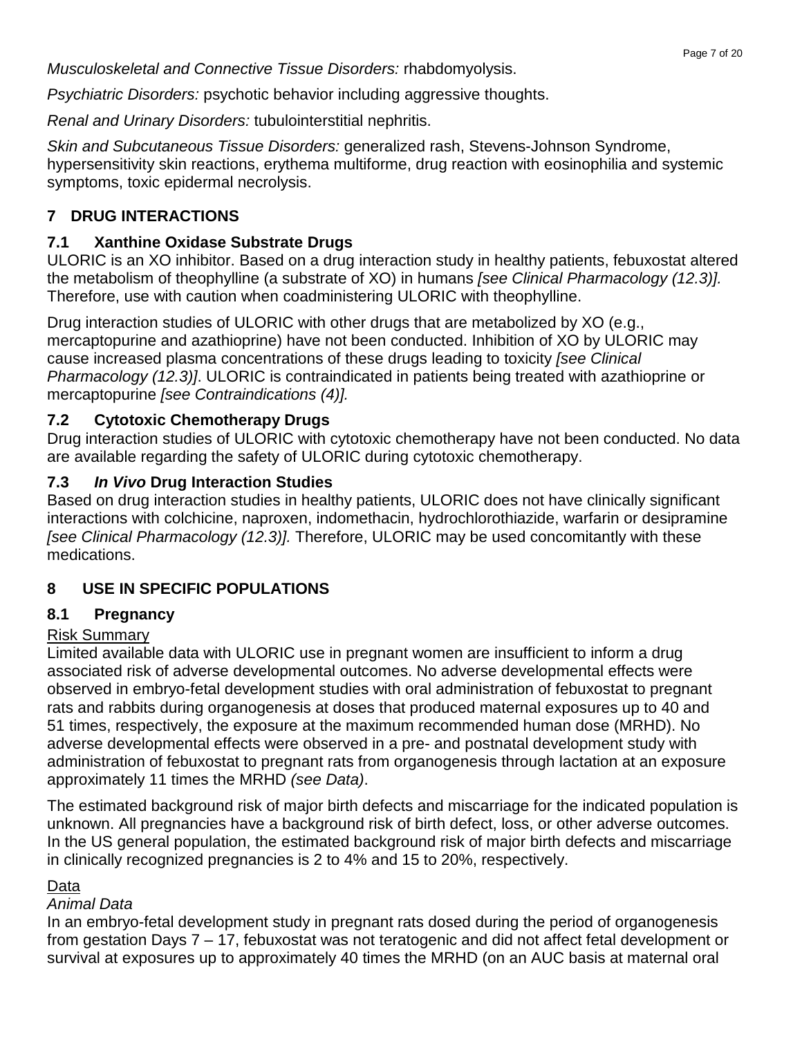*Musculoskeletal and Connective Tissue Disorders:* rhabdomyolysis.

*Psychiatric Disorders:* psychotic behavior including aggressive thoughts.

*Renal and Urinary Disorders:* tubulointerstitial nephritis.

*Skin and Subcutaneous Tissue Disorders:* generalized rash, Stevens-Johnson Syndrome, hypersensitivity skin reactions, erythema multiforme, drug reaction with eosinophilia and systemic symptoms, toxic epidermal necrolysis.

## 7 DRUG INTERACTIONS

### 7.1 Xanthine Oxidase Substrate Drugs

ULORIC is an XO inhibitor. Based on a drug interaction study in healthy patients, febuxostat altered the metabolism of theophylline (a substrate of XO) in humans *[see Clinical Pharmacology (12.3)].* Therefore, use with caution when coadministering ULORIC with theophylline.

Drug interaction studies of ULORIC with other drugs that are metabolized by XO (e.g., mercaptopurine and azathioprine) have not been conducted. Inhibition of XO by ULORIC may cause increased plasma concentrations of these drugs leading to toxicity *[see Clinical Pharmacology (12.3)]*. ULORIC is contraindicated in patients being treated with azathioprine or mercaptopurine *[see Contraindications (4)].*

### 7.2 Cytotoxic Chemotherapy Drugs

Drug interaction studies of ULORIC with cytotoxic chemotherapy have not been conducted. No data are available regarding the safety of ULORIC during cytotoxic chemotherapy.

### 7.3 *In Vivo* Drug Interaction Studies

Based on drug interaction studies in healthy patients, ULORIC does not have clinically significant interactions with colchicine, naproxen, indomethacin, hydrochlorothiazide, warfarin or desipramine *[see Clinical Pharmacology (12.3)].* Therefore, ULORIC may be used concomitantly with these medications.

## 8 USE IN SPECIFIC POPULATIONS

### 8.1 Pregnancy

Risk Summary

Limited available data with ULORIC use in pregnant women are insufficient to inform a drug associated risk of adverse developmental outcomes. No adverse developmental effects were observed in embryo-fetal development studies with oral administration of febuxostat to pregnant rats and rabbits during organogenesis at doses that produced maternal exposures up to 40 and 51 times, respectively, the exposure at the maximum recommended human dose (MRHD). No adverse developmental effects were observed in a pre- and postnatal development study with administration of febuxostat to pregnant rats from organogenesis through lactation at an exposure approximately 11 times the MRHD *(see Data)*.

The estimated background risk of major birth defects and miscarriage for the indicated population is unknown. All pregnancies have a background risk of birth defect, loss, or other adverse outcomes. In the US general population, the estimated background risk of major birth defects and miscarriage in clinically recognized pregnancies is 2 to 4% and 15 to 20%, respectively.

Data

*Animal Data*

In an embryo-fetal development study in pregnant rats dosed during the period of organogenesis from gestation Days 7 – 17, febuxostat was not teratogenic and did not affect fetal development or survival at exposures up to approximately 40 times the MRHD (on an AUC basis at maternal oral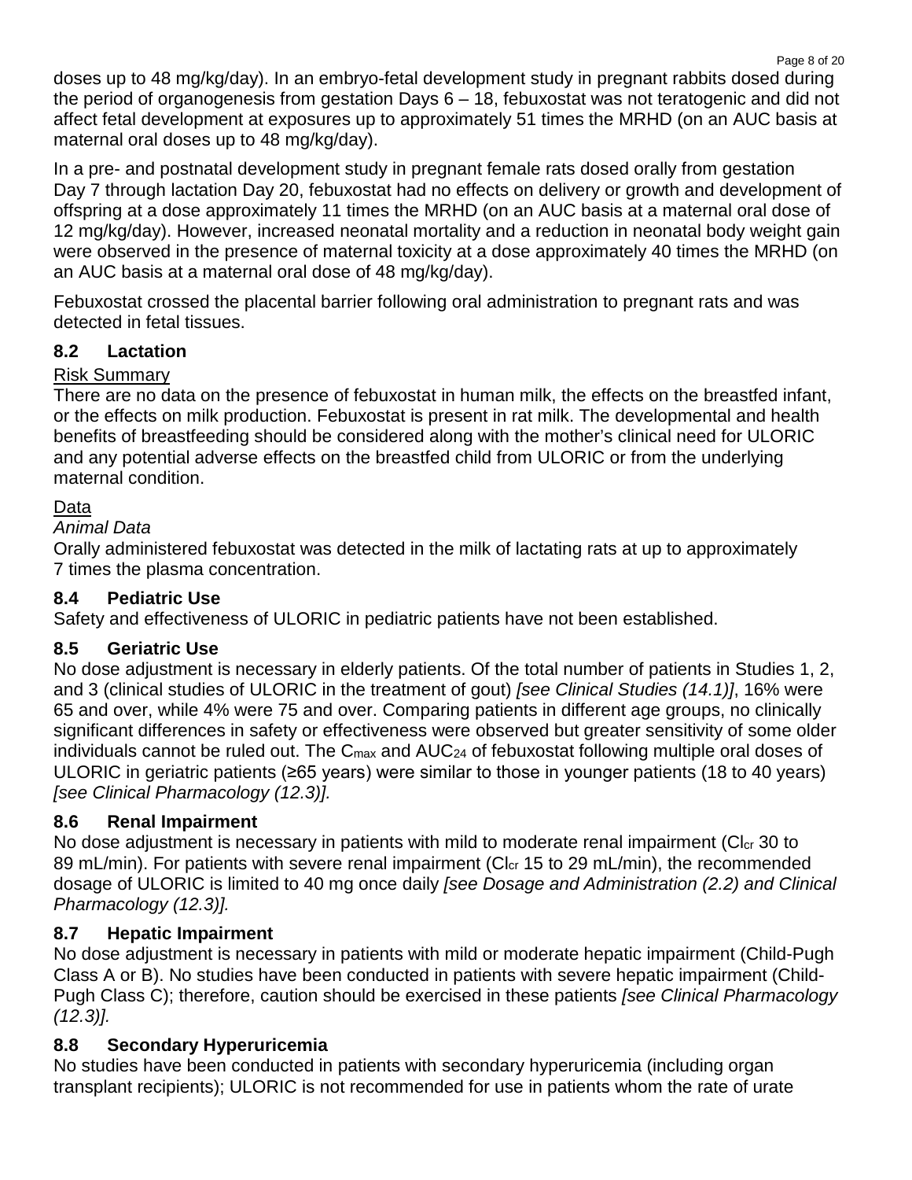doses up to 48 mg/kg/day). In an embryo-fetal development study in pregnant rabbits dosed during the period of organogenesis from gestation Days 6 – 18, febuxostat was not teratogenic and did not affect fetal development at exposures up to approximately 51 times the MRHD (on an AUC basis at maternal oral doses up to 48 mg/kg/day).

In a pre- and postnatal development study in pregnant female rats dosed orally from gestation Day 7 through lactation Day 20, febuxostat had no effects on delivery or growth and development of offspring at a dose approximately 11 times the MRHD (on an AUC basis at a maternal oral dose of 12 mg/kg/day). However, increased neonatal mortality and a reduction in neonatal body weight gain were observed in the presence of maternal toxicity at a dose approximately 40 times the MRHD (on an AUC basis at a maternal oral dose of 48 mg/kg/day).

Febuxostat crossed the placental barrier following oral administration to pregnant rats and was detected in fetal tissues.

## 8.2 Lactation

Risk Summary

There are no data on the presence of febuxostat in human milk, the effects on the breastfed infant, or the effects on milk production. Febuxostat is present in rat milk. The developmental and health benefits of breastfeeding should be considered along with the mother's clinical need for ULORIC and any potential adverse effects on the breastfed child from ULORIC or from the underlying maternal condition.

Data

*Animal Data*

Orally administered febuxostat was detected in the milk of lactating rats at up to approximately 7 times the plasma concentration.

## 8.4 Pediatric Use

Safety and effectiveness of ULORIC in pediatric patients have not been established.

## 8.5 Geriatric Use

No dose adjustment is necessary in elderly patients. Of the total number of patients in Studies 1, 2, and 3 (clinical studies of ULORIC in the treatment of gout) *[see Clinical Studies (14.1)]*, 16% were 65 and over, while 4% were 75 and over. Comparing patients in different age groups, no clinically significant differences in safety or effectiveness were observed but greater sensitivity of some older individuals cannot be ruled out. The $C_{max}$ and $AUC_{24}$ of febuxostat following multiple oral doses of ULORIC in geriatric patients (≥65 years) were similar to those in younger patients (18 to 40 years) *[see Clinical Pharmacology (12.3)].*

## 8.6 Renal Impairment

No dose adjustment is necessary in patients with mild to moderate renal impairment ($Cl_{cr}$ 30 to 89 mL/min). For patients with severe renal impairment ($Cl_{cr}$ 15 to 29 mL/min), the recommended dosage of ULORIC is limited to 40 mg once daily *[see Dosage and Administration (2.2) and Clinical Pharmacology (12.3)].*

## 8.7 Hepatic Impairment

No dose adjustment is necessary in patients with mild or moderate hepatic impairment (Child-Pugh Class A or B). No studies have been conducted in patients with severe hepatic impairment (Child-Pugh Class C); therefore, caution should be exercised in these patients *[see Clinical Pharmacology (12.3)].*

## 8.8 Secondary Hyperuricemia

No studies have been conducted in patients with secondary hyperuricemia (including organ transplant recipients); ULORIC is not recommended for use in patients whom the rate of urate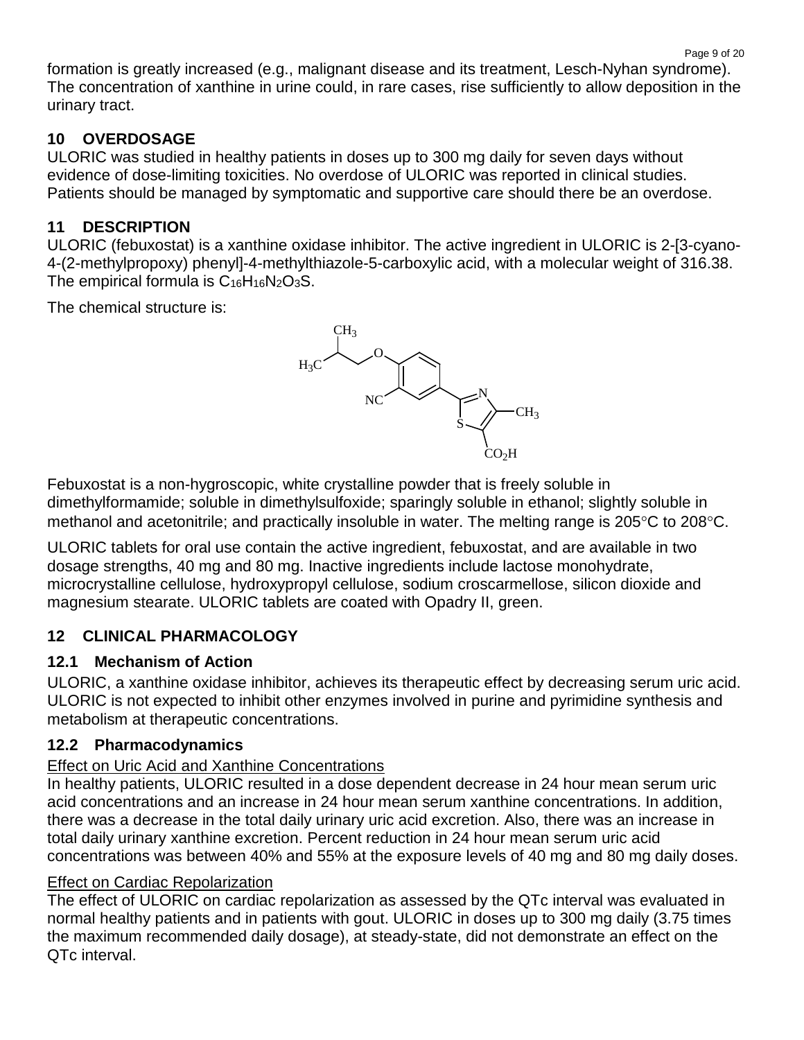formation is greatly increased (e.g., malignant disease and its treatment, Lesch-Nyhan syndrome). The concentration of xanthine in urine could, in rare cases, rise sufficiently to allow deposition in the urinary tract.

## 10 OVERDOSAGE

ULORIC was studied in healthy patients in doses up to 300 mg daily for seven days without evidence of dose-limiting toxicities. No overdose of ULORIC was reported in clinical studies. Patients should be managed by symptomatic and supportive care should there be an overdose.

## 11 DESCRIPTION

ULORIC (febuxostat) is a xanthine oxidase inhibitor. The active ingredient in ULORIC is 2-[3-cyano-4-(2-methylpropoxy) phenyl]-4-methylthiazole-5-carboxylic acid, with a molecular weight of 316.38. The empirical formula is $C_{16}H_{16}N_2O_3S$.

The chemical structure is:

Febuxostat is a non-hygroscopic, white crystalline powder that is freely soluble in dimethylformamide; soluble in dimethylsulfoxide; sparingly soluble in ethanol; slightly soluble in methanol and acetonitrile; and practically insoluble in water. The melting range is 205°C to 208°C.

ULORIC tablets for oral use contain the active ingredient, febuxostat, and are available in two dosage strengths, 40 mg and 80 mg. Inactive ingredients include lactose monohydrate, microcrystalline cellulose, hydroxypropyl cellulose, sodium croscarmellose, silicon dioxide and magnesium stearate. ULORIC tablets are coated with Opadry II, green.

## 12 CLINICAL PHARMACOLOGY

### 12.1 Mechanism of Action

ULORIC, a xanthine oxidase inhibitor, achieves its therapeutic effect by decreasing serum uric acid. ULORIC is not expected to inhibit other enzymes involved in purine and pyrimidine synthesis and metabolism at therapeutic concentrations.

### 12.2 Pharmacodynamics

Effect on Uric Acid and Xanthine Concentrations

In healthy patients, ULORIC resulted in a dose dependent decrease in 24 hour mean serum uric acid concentrations and an increase in 24 hour mean serum xanthine concentrations. In addition, there was a decrease in the total daily urinary uric acid excretion. Also, there was an increase in total daily urinary xanthine excretion. Percent reduction in 24 hour mean serum uric acid concentrations was between 40% and 55% at the exposure levels of 40 mg and 80 mg daily doses.

Effect on Cardiac Repolarization

The effect of ULORIC on cardiac repolarization as assessed by the QTc interval was evaluated in normal healthy patients and in patients with gout. ULORIC in doses up to 300 mg daily (3.75 times the maximum recommended daily dosage), at steady-state, did not demonstrate an effect on the QTc interval.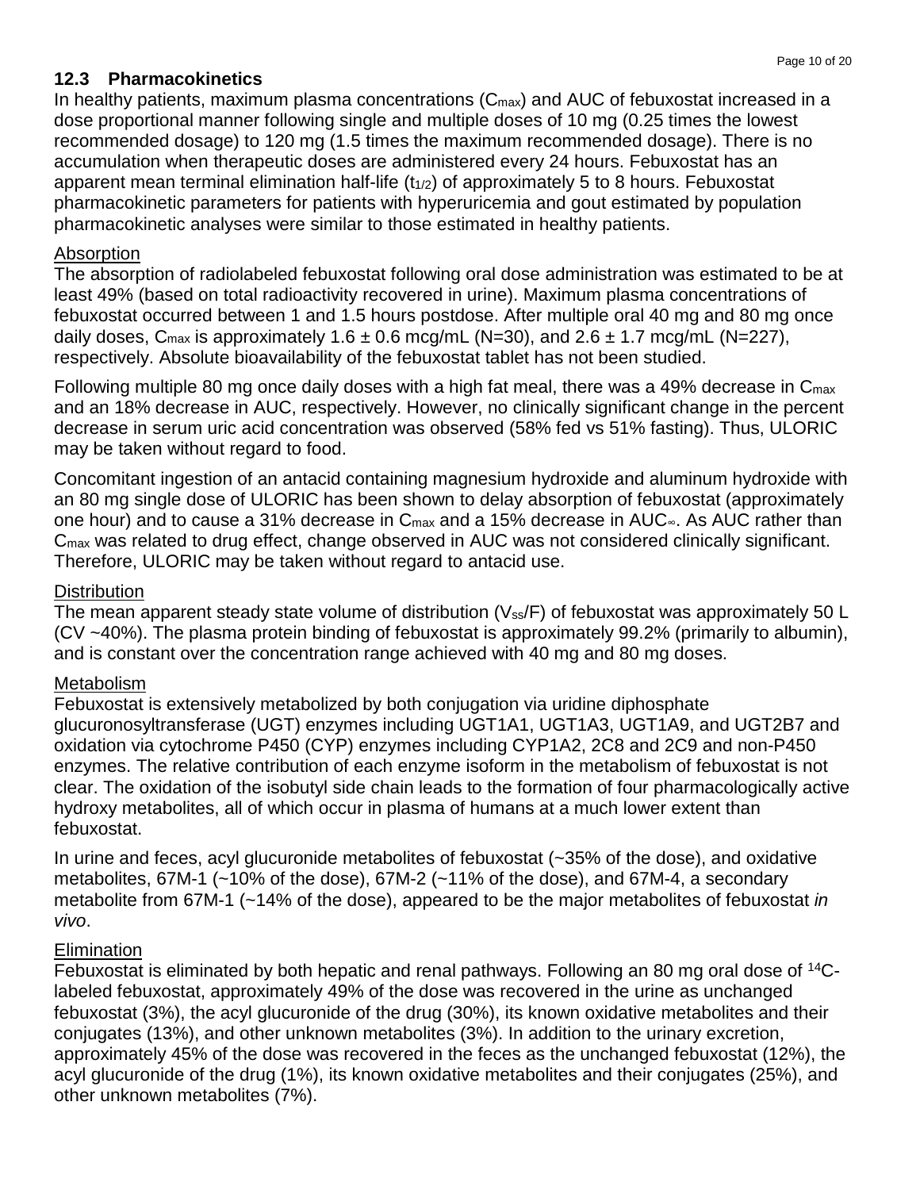### 12.3 Pharmacokinetics

In healthy patients, maximum plasma concentrations ($C_{max}$) and AUC of febuxostat increased in a dose proportional manner following single and multiple doses of 10 mg (0.25 times the lowest recommended dosage) to 120 mg (1.5 times the maximum recommended dosage). There is no accumulation when therapeutic doses are administered every 24 hours. Febuxostat has an apparent mean terminal elimination half-life ($t_{1/2}$) of approximately 5 to 8 hours. Febuxostat pharmacokinetic parameters for patients with hyperuricemia and gout estimated by population pharmacokinetic analyses were similar to those estimated in healthy patients.

Absorption

The absorption of radiolabeled febuxostat following oral dose administration was estimated to be at least 49% (based on total radioactivity recovered in urine). Maximum plasma concentrations of febuxostat occurred between 1 and 1.5 hours postdose. After multiple oral 40 mg and 80 mg once daily doses, $C_{max}$ is approximately $1.6 \pm 0.6$ mcg/mL (N=30), and $2.6 \pm 1.7$ mcg/mL (N=227), respectively. Absolute bioavailability of the febuxostat tablet has not been studied.

Following multiple 80 mg once daily doses with a high fat meal, there was a 49% decrease in $C_{max}$ and an 18% decrease in AUC, respectively. However, no clinically significant change in the percent decrease in serum uric acid concentration was observed (58% fed vs 51% fasting). Thus, ULORIC may be taken without regard to food.

Concomitant ingestion of an antacid containing magnesium hydroxide and aluminum hydroxide with an 80 mg single dose of ULORIC has been shown to delay absorption of febuxostat (approximately one hour) and to cause a 31% decrease in $C_{max}$ and a 15% decrease in $AUC_{\infty}$. As AUC rather than $C_{max}$ was related to drug effect, change observed in AUC was not considered clinically significant. Therefore, ULORIC may be taken without regard to antacid use.

Distribution

The mean apparent steady state volume of distribution ($V_{ss}/F$) of febuxostat was approximately 50 L (CV ~40%). The plasma protein binding of febuxostat is approximately 99.2% (primarily to albumin), and is constant over the concentration range achieved with 40 mg and 80 mg doses.

Metabolism

Febuxostat is extensively metabolized by both conjugation via uridine diphosphate glucuronosyltransferase (UGT) enzymes including UGT1A1, UGT1A3, UGT1A9, and UGT2B7 and oxidation via cytochrome P450 (CYP) enzymes including CYP1A2, 2C8 and 2C9 and non-P450 enzymes. The relative contribution of each enzyme isoform in the metabolism of febuxostat is not clear. The oxidation of the isobutyl side chain leads to the formation of four pharmacologically active hydroxy metabolites, all of which occur in plasma of humans at a much lower extent than febuxostat.

In urine and feces, acyl glucuronide metabolites of febuxostat (~35% of the dose), and oxidative metabolites, 67M-1 (~10% of the dose), 67M-2 (~11% of the dose), and 67M-4, a secondary metabolite from 67M-1 (~14% of the dose), appeared to be the major metabolites of febuxostat *in vivo*.

Elimination

Febuxostat is eliminated by both hepatic and renal pathways. Following an 80 mg oral dose of $^{14}C$-labeled febuxostat, approximately 49% of the dose was recovered in the urine as unchanged febuxostat (3%), the acyl glucuronide of the drug (30%), its known oxidative metabolites and their conjugates (13%), and other unknown metabolites (3%). In addition to the urinary excretion, approximately 45% of the dose was recovered in the feces as the unchanged febuxostat (12%), the acyl glucuronide of the drug (1%), its known oxidative metabolites and their conjugates (25%), and other unknown metabolites (7%).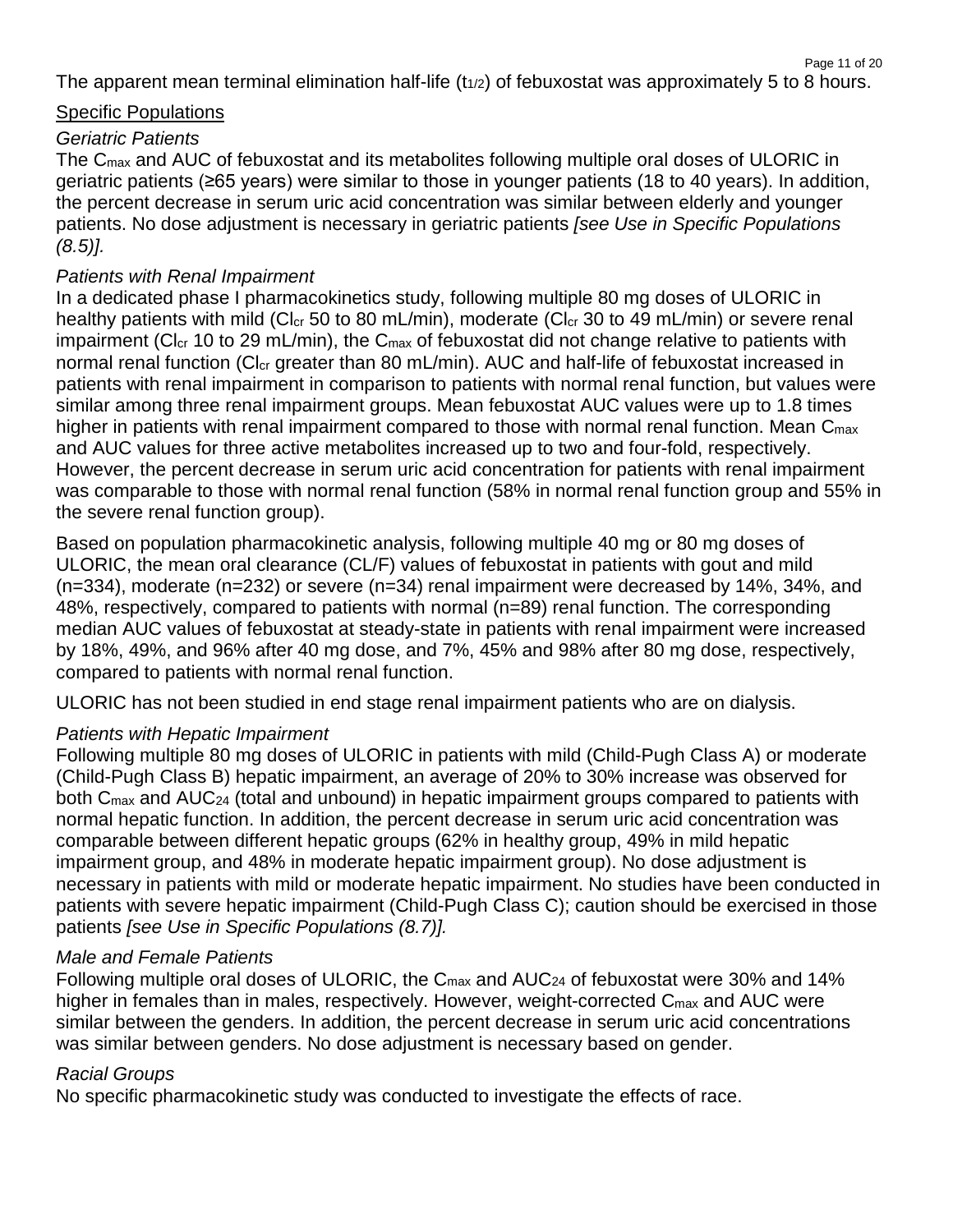The apparent mean terminal elimination half-life ($t_{1/2}$) of febuxostat was approximately 5 to 8 hours.

## Specific Populations

*Geriatric Patients*

The $C_{max}$ and AUC of febuxostat and its metabolites following multiple oral doses of ULORIC in geriatric patients (≥65 years) were similar to those in younger patients (18 to 40 years). In addition, the percent decrease in serum uric acid concentration was similar between elderly and younger patients. No dose adjustment is necessary in geriatric patients *[see Use in Specific Populations (8.5)].*

*Patients with Renal Impairment*

In a dedicated phase I pharmacokinetics study, following multiple 80 mg doses of ULORIC in healthy patients with mild ($Cl_{cr}$ 50 to 80 mL/min), moderate ($Cl_{cr}$ 30 to 49 mL/min) or severe renal impairment ($Cl_{cr}$ 10 to 29 mL/min), the $C_{max}$ of febuxostat did not change relative to patients with normal renal function ($Cl_{cr}$ greater than 80 mL/min). AUC and half-life of febuxostat increased in patients with renal impairment in comparison to patients with normal renal function, but values were similar among three renal impairment groups. Mean febuxostat AUC values were up to 1.8 times higher in patients with renal impairment compared to those with normal renal function. Mean $C_{max}$ and AUC values for three active metabolites increased up to two and four-fold, respectively. However, the percent decrease in serum uric acid concentration for patients with renal impairment was comparable to those with normal renal function (58% in normal renal function group and 55% in the severe renal function group).

Based on population pharmacokinetic analysis, following multiple 40 mg or 80 mg doses of ULORIC, the mean oral clearance (CL/F) values of febuxostat in patients with gout and mild (n=334), moderate (n=232) or severe (n=34) renal impairment were decreased by 14%, 34%, and 48%, respectively, compared to patients with normal (n=89) renal function. The corresponding median AUC values of febuxostat at steady-state in patients with renal impairment were increased by 18%, 49%, and 96% after 40 mg dose, and 7%, 45% and 98% after 80 mg dose, respectively, compared to patients with normal renal function.

ULORIC has not been studied in end stage renal impairment patients who are on dialysis.

*Patients with Hepatic Impairment*

Following multiple 80 mg doses of ULORIC in patients with mild (Child-Pugh Class A) or moderate (Child-Pugh Class B) hepatic impairment, an average of 20% to 30% increase was observed for both $C_{max}$ and $AUC_{24}$ (total and unbound) in hepatic impairment groups compared to patients with normal hepatic function. In addition, the percent decrease in serum uric acid concentration was comparable between different hepatic groups (62% in healthy group, 49% in mild hepatic impairment group, and 48% in moderate hepatic impairment group). No dose adjustment is necessary in patients with mild or moderate hepatic impairment. No studies have been conducted in patients with severe hepatic impairment (Child-Pugh Class C); caution should be exercised in those patients *[see Use in Specific Populations (8.7)].*

*Male and Female Patients*

Following multiple oral doses of ULORIC, the $C_{max}$ and $AUC_{24}$ of febuxostat were 30% and 14% higher in females than in males, respectively. However, weight-corrected $C_{max}$ and AUC were similar between the genders. In addition, the percent decrease in serum uric acid concentrations was similar between genders. No dose adjustment is necessary based on gender.

*Racial Groups*

No specific pharmacokinetic study was conducted to investigate the effects of race.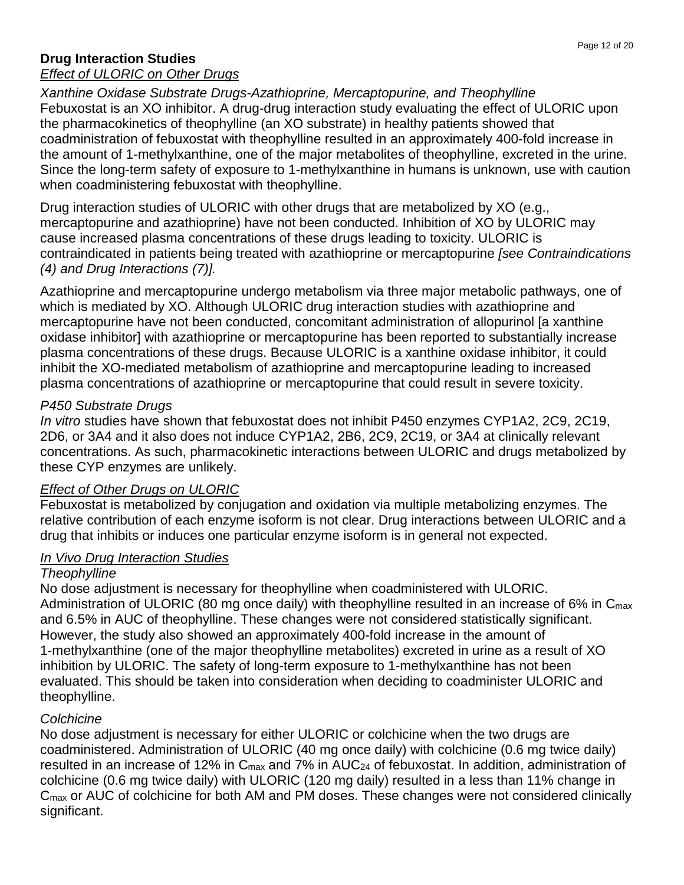**Drug Interaction Studies**

*Effect of ULORIC on Other Drugs*

*Xanthine Oxidase Substrate Drugs-Azathioprine, Mercaptopurine, and Theophylline*

Febuxostat is an XO inhibitor. A drug-drug interaction study evaluating the effect of ULORIC upon the pharmacokinetics of theophylline (an XO substrate) in healthy patients showed that coadministration of febuxostat with theophylline resulted in an approximately 400-fold increase in the amount of 1-methylxanthine, one of the major metabolites of theophylline, excreted in the urine. Since the long-term safety of exposure to 1-methylxanthine in humans is unknown, use with caution when coadministering febuxostat with theophylline.

Drug interaction studies of ULORIC with other drugs that are metabolized by XO (e.g., mercaptopurine and azathioprine) have not been conducted. Inhibition of XO by ULORIC may cause increased plasma concentrations of these drugs leading to toxicity. ULORIC is contraindicated in patients being treated with azathioprine or mercaptopurine *[see Contraindications (4) and Drug Interactions (7)].*

Azathioprine and mercaptopurine undergo metabolism via three major metabolic pathways, one of which is mediated by XO. Although ULORIC drug interaction studies with azathioprine and mercaptopurine have not been conducted, concomitant administration of allopurinol [a xanthine oxidase inhibitor] with azathioprine or mercaptopurine has been reported to substantially increase plasma concentrations of these drugs. Because ULORIC is a xanthine oxidase inhibitor, it could inhibit the XO-mediated metabolism of azathioprine and mercaptopurine leading to increased plasma concentrations of azathioprine or mercaptopurine that could result in severe toxicity.

*P450 Substrate Drugs*

*In vitro* studies have shown that febuxostat does not inhibit P450 enzymes CYP1A2, 2C9, 2C19, 2D6, or 3A4 and it also does not induce CYP1A2, 2B6, 2C9, 2C19, or 3A4 at clinically relevant concentrations. As such, pharmacokinetic interactions between ULORIC and drugs metabolized by these CYP enzymes are unlikely.

*Effect of Other Drugs on ULORIC*

Febuxostat is metabolized by conjugation and oxidation via multiple metabolizing enzymes. The relative contribution of each enzyme isoform is not clear. Drug interactions between ULORIC and a drug that inhibits or induces one particular enzyme isoform is in general not expected.

*In Vivo Drug Interaction Studies*

*Theophylline*

No dose adjustment is necessary for theophylline when coadministered with ULORIC. Administration of ULORIC (80 mg once daily) with theophylline resulted in an increase of 6% in $C_{max}$ and 6.5% in AUC of theophylline. These changes were not considered statistically significant. However, the study also showed an approximately 400-fold increase in the amount of 1-methylxanthine (one of the major theophylline metabolites) excreted in urine as a result of XO inhibition by ULORIC. The safety of long-term exposure to 1-methylxanthine has not been evaluated. This should be taken into consideration when deciding to coadminister ULORIC and theophylline.

*Colchicine*

No dose adjustment is necessary for either ULORIC or colchicine when the two drugs are coadministered. Administration of ULORIC (40 mg once daily) with colchicine (0.6 mg twice daily) resulted in an increase of 12% in $C_{max}$ and 7% in $AUC_{24}$ of febuxostat. In addition, administration of colchicine (0.6 mg twice daily) with ULORIC (120 mg daily) resulted in a less than 11% change in $C_{max}$ or AUC of colchicine for both AM and PM doses. These changes were not considered clinically significant.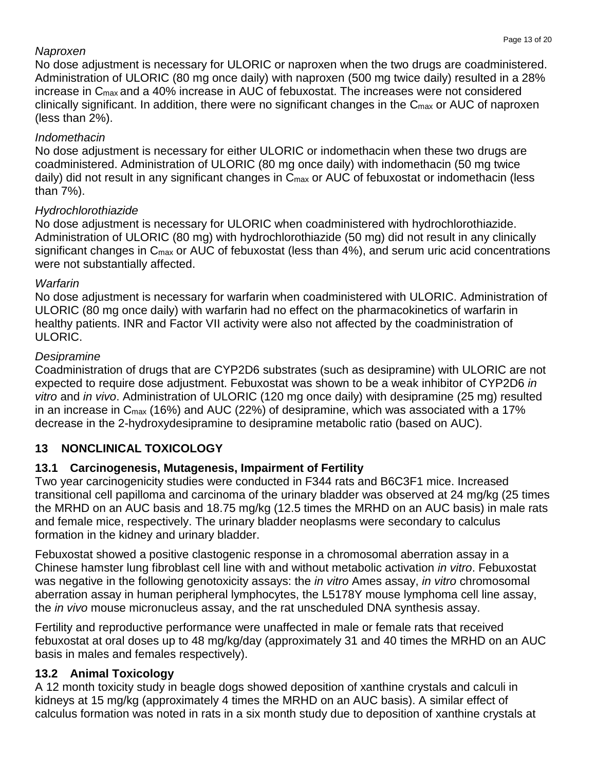*Naproxen*

No dose adjustment is necessary for ULORIC or naproxen when the two drugs are coadministered. Administration of ULORIC (80 mg once daily) with naproxen (500 mg twice daily) resulted in a 28% increase in $C_{max}$ and a 40% increase in AUC of febuxostat. The increases were not considered clinically significant. In addition, there were no significant changes in the $C_{max}$ or AUC of naproxen (less than 2%).

*Indomethacin*

No dose adjustment is necessary for either ULORIC or indomethacin when these two drugs are coadministered. Administration of ULORIC (80 mg once daily) with indomethacin (50 mg twice daily) did not result in any significant changes in $C_{max}$ or AUC of febuxostat or indomethacin (less than 7%).

*Hydrochlorothiazide*

No dose adjustment is necessary for ULORIC when coadministered with hydrochlorothiazide. Administration of ULORIC (80 mg) with hydrochlorothiazide (50 mg) did not result in any clinically significant changes in $C_{max}$ or AUC of febuxostat (less than 4%), and serum uric acid concentrations were not substantially affected.

*Warfarin*

No dose adjustment is necessary for warfarin when coadministered with ULORIC. Administration of ULORIC (80 mg once daily) with warfarin had no effect on the pharmacokinetics of warfarin in healthy patients. INR and Factor VII activity were also not affected by the coadministration of ULORIC.

*Desipramine*

Coadministration of drugs that are CYP2D6 substrates (such as desipramine) with ULORIC are not expected to require dose adjustment. Febuxostat was shown to be a weak inhibitor of CYP2D6 *in vitro* and *in vivo*. Administration of ULORIC (120 mg once daily) with desipramine (25 mg) resulted in an increase in $C_{max}$ (16%) and AUC (22%) of desipramine, which was associated with a 17% decrease in the 2-hydroxydesipramine to desipramine metabolic ratio (based on AUC).

## 13 NONCLINICAL TOXICOLOGY

### 13.1 Carcinogenesis, Mutagenesis, Impairment of Fertility

Two year carcinogenicity studies were conducted in F344 rats and B6C3F1 mice. Increased transitional cell papilloma and carcinoma of the urinary bladder was observed at 24 mg/kg (25 times the MRHD on an AUC basis and 18.75 mg/kg (12.5 times the MRHD on an AUC basis) in male rats and female mice, respectively. The urinary bladder neoplasms were secondary to calculus formation in the kidney and urinary bladder.

Febuxostat showed a positive clastogenic response in a chromosomal aberration assay in a Chinese hamster lung fibroblast cell line with and without metabolic activation *in vitro*. Febuxostat was negative in the following genotoxicity assays: the *in vitro* Ames assay, *in vitro* chromosomal aberration assay in human peripheral lymphocytes, the L5178Y mouse lymphoma cell line assay, the *in vivo* mouse micronucleus assay, and the rat unscheduled DNA synthesis assay.

Fertility and reproductive performance were unaffected in male or female rats that received febuxostat at oral doses up to 48 mg/kg/day (approximately 31 and 40 times the MRHD on an AUC basis in males and females respectively).

### 13.2 Animal Toxicology

A 12 month toxicity study in beagle dogs showed deposition of xanthine crystals and calculi in kidneys at 15 mg/kg (approximately 4 times the MRHD on an AUC basis). A similar effect of calculus formation was noted in rats in a six month study due to deposition of xanthine crystals at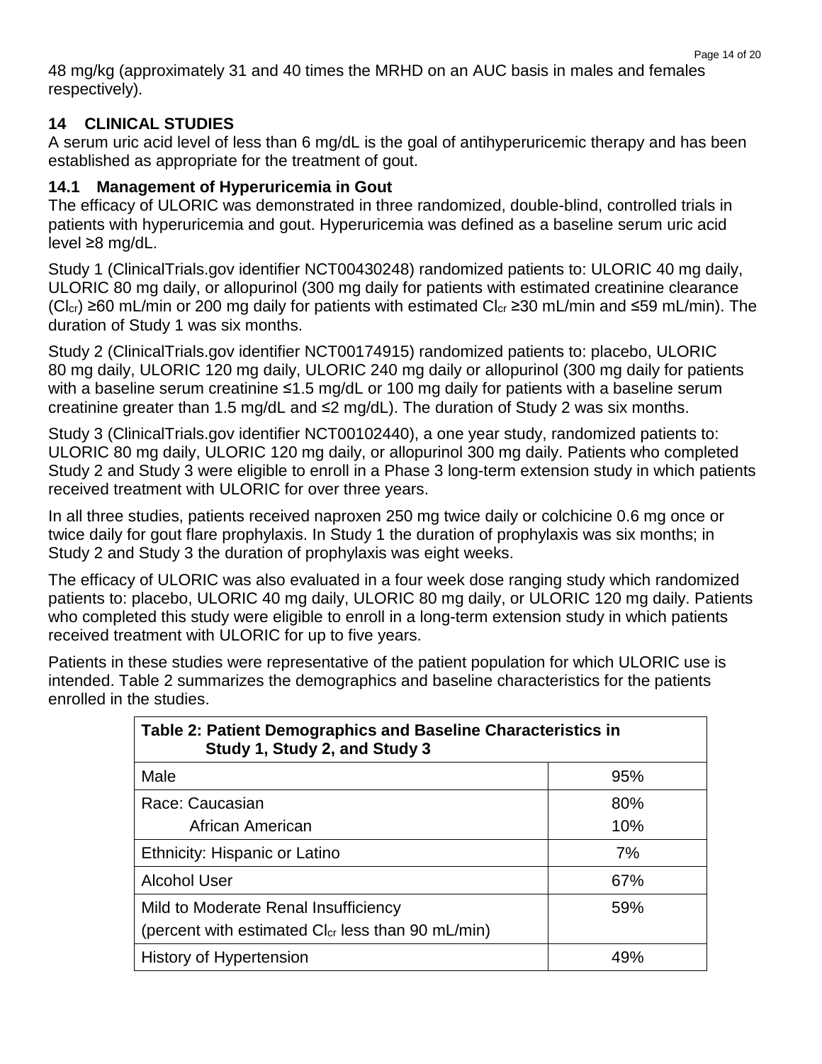48 mg/kg (approximately 31 and 40 times the MRHD on an AUC basis in males and females respectively).

## 14 CLINICAL STUDIES

A serum uric acid level of less than 6 mg/dL is the goal of antihyperuricemic therapy and has been established as appropriate for the treatment of gout.

### 14.1 Management of Hyperuricemia in Gout

The efficacy of ULORIC was demonstrated in three randomized, double-blind, controlled trials in patients with hyperuricemia and gout. Hyperuricemia was defined as a baseline serum uric acid level ≥8 mg/dL.

Study 1 (ClinicalTrials.gov identifier NCT00430248) randomized patients to: ULORIC 40 mg daily, ULORIC 80 mg daily, or allopurinol (300 mg daily for patients with estimated creatinine clearance ($Cl_{cr}$) ≥60 mL/min or 200 mg daily for patients with estimated $Cl_{cr}$ ≥30 mL/min and ≤59 mL/min). The duration of Study 1 was six months.

Study 2 (ClinicalTrials.gov identifier NCT00174915) randomized patients to: placebo, ULORIC 80 mg daily, ULORIC 120 mg daily, ULORIC 240 mg daily or allopurinol (300 mg daily for patients with a baseline serum creatinine ≤1.5 mg/dL or 100 mg daily for patients with a baseline serum creatinine greater than 1.5 mg/dL and ≤2 mg/dL). The duration of Study 2 was six months.

Study 3 (ClinicalTrials.gov identifier NCT00102440), a one year study, randomized patients to: ULORIC 80 mg daily, ULORIC 120 mg daily, or allopurinol 300 mg daily. Patients who completed Study 2 and Study 3 were eligible to enroll in a Phase 3 long-term extension study in which patients received treatment with ULORIC for over three years.

In all three studies, patients received naproxen 250 mg twice daily or colchicine 0.6 mg once or twice daily for gout flare prophylaxis. In Study 1 the duration of prophylaxis was six months; in Study 2 and Study 3 the duration of prophylaxis was eight weeks.

The efficacy of ULORIC was also evaluated in a four week dose ranging study which randomized patients to: placebo, ULORIC 40 mg daily, ULORIC 80 mg daily, or ULORIC 120 mg daily. Patients who completed this study were eligible to enroll in a long-term extension study in which patients received treatment with ULORIC for up to five years.

Patients in these studies were representative of the patient population for which ULORIC use is intended. Table 2 summarizes the demographics and baseline characteristics for the patients enrolled in the studies.

| Table 2: Patient Demographics and Baseline Characteristics in Study 1, Study 2, and Study 3 | |
|---|---|
| Male | 95% |
| Race: Caucasian | 80% |
| African American | 10% |
| Ethnicity: Hispanic or Latino | 7% |
| Alcohol User | 67% |
| Mild to Moderate Renal Insufficiency (percent with estimated $Cl_{cr}$ less than 90 mL/min) | 59% |
| History of Hypertension | 49% |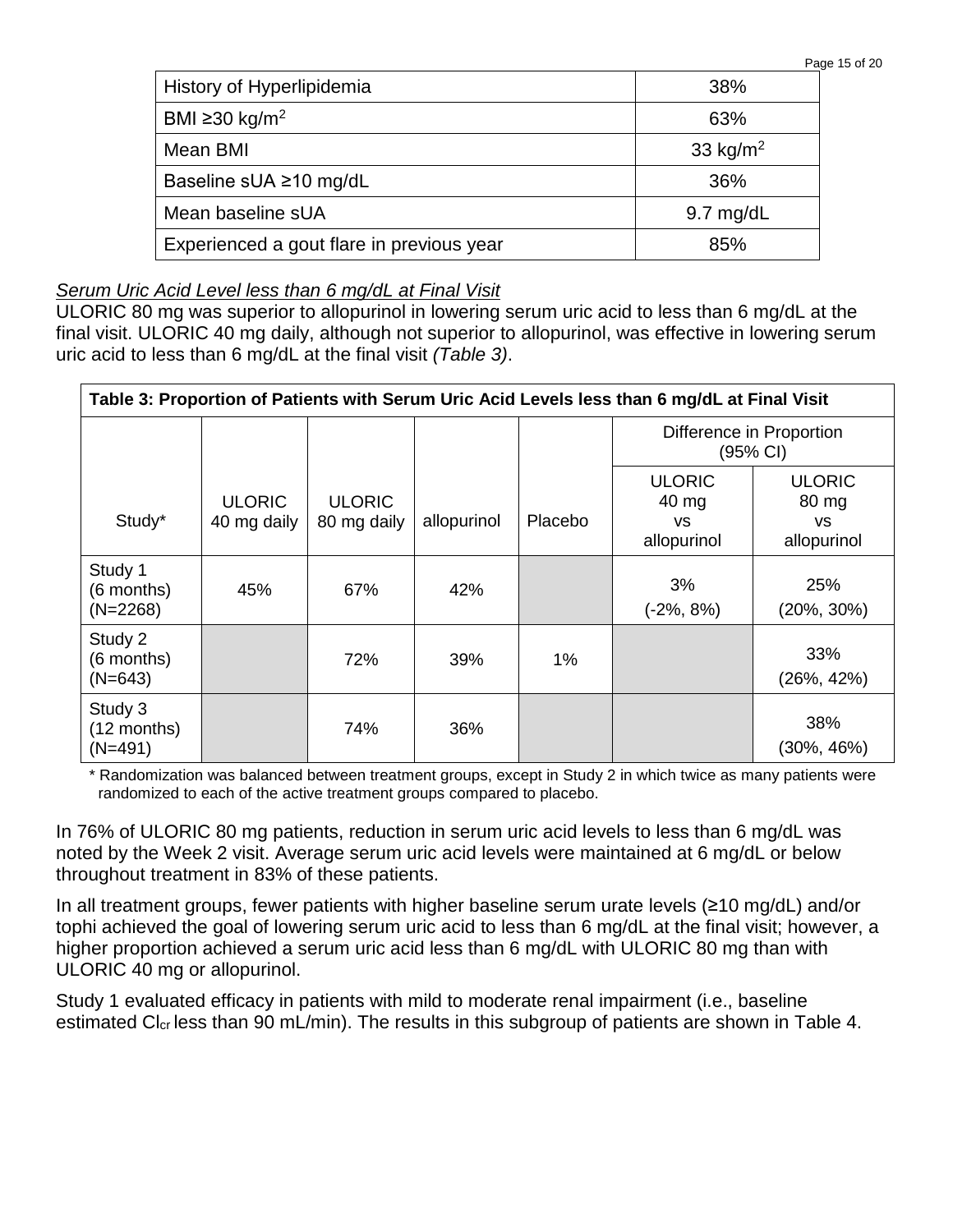| History of Hyperlipidemia | 38% |
|---|---|
| BMI ≥30 kg/m$^2$ | 63% |
| Mean BMI | 33 kg/m$^2$ |
| Baseline sUA ≥10 mg/dL | 36% |
| Mean baseline sUA | 9.7 mg/dL |
| Experienced a gout flare in previous year | 85% |

*Serum Uric Acid Level less than 6 mg/dL at Final Visit*

ULORIC 80 mg was superior to allopurinol in lowering serum uric acid to less than 6 mg/dL at the final visit. ULORIC 40 mg daily, although not superior to allopurinol, was effective in lowering serum uric acid to less than 6 mg/dL at the final visit *(Table 3)*.

**Table 3: Proportion of Patients with Serum Uric Acid Levels less than 6 mg/dL at Final Visit**

| Study* | ULORIC 40 mg daily | ULORIC 80 mg daily | allopurinol | Placebo | Difference in Proportion (95% CI) | |
|---|---|---|---|---|---|---|
| | | | | | ULORIC 40 mg vs allopurinol | ULORIC 80 mg vs allopurinol |
| Study 1 (6 months) (N=2268) | 45% | 67% | 42% | | 3% (-2%, 8%) | 25% (20%, 30%) |
| Study 2 (6 months) (N=643) | | 72% | 39% | 1% | | 33% (26%, 42%) |
| Study 3 (12 months) (N=491) | | 74% | 36% | | | 38% (30%, 46%) |

\* Randomization was balanced between treatment groups, except in Study 2 in which twice as many patients were randomized to each of the active treatment groups compared to placebo.

In 76% of ULORIC 80 mg patients, reduction in serum uric acid levels to less than 6 mg/dL was noted by the Week 2 visit. Average serum uric acid levels were maintained at 6 mg/dL or below throughout treatment in 83% of these patients.

In all treatment groups, fewer patients with higher baseline serum urate levels (≥10 mg/dL) and/or tophi achieved the goal of lowering serum uric acid to less than 6 mg/dL at the final visit; however, a higher proportion achieved a serum uric acid less than 6 mg/dL with ULORIC 80 mg than with ULORIC 40 mg or allopurinol.

Study 1 evaluated efficacy in patients with mild to moderate renal impairment (i.e., baseline estimated $Cl_{cr}$ less than 90 mL/min). The results in this subgroup of patients are shown in Table 4.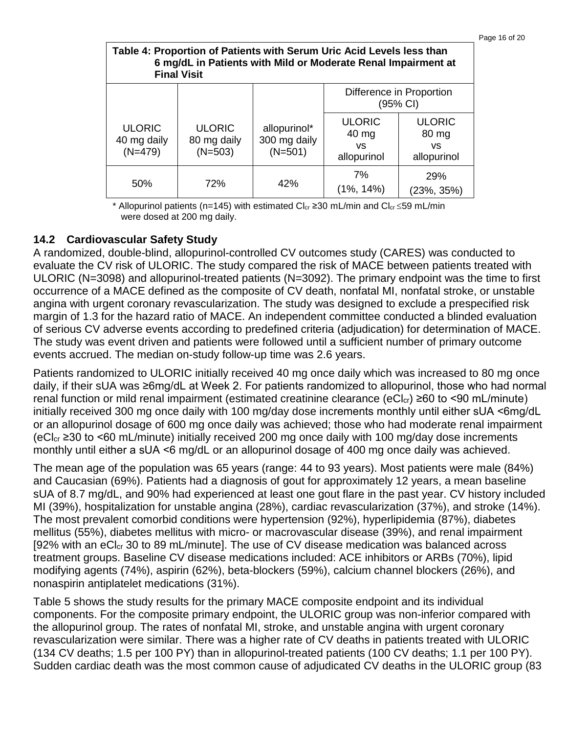**Table 4: Proportion of Patients with Serum Uric Acid Levels less than 6 mg/dL in Patients with Mild or Moderate Renal Impairment at Final Visit**

| ULORIC 40 mg daily (N=479) | ULORIC 80 mg daily (N=503) | allopurinol* 300 mg daily (N=501) | Difference in Proportion (95% CI) | |
|---|---|---|---|---|
| | | | ULORIC 40 mg vs allopurinol | ULORIC 80 mg vs allopurinol |
| 50% | 72% | 42% | 7% (1%, 14%) | 29% (23%, 35%) |

\* Allopurinol patients (n=145) with estimated $Cl_{cr}$ ≥30 mL/min and $Cl_{cr}$ ≤59 mL/min were dosed at 200 mg daily.

## 14.2 Cardiovascular Safety Study

A randomized, double-blind, allopurinol-controlled CV outcomes study (CARES) was conducted to evaluate the CV risk of ULORIC. The study compared the risk of MACE between patients treated with ULORIC (N=3098) and allopurinol-treated patients (N=3092). The primary endpoint was the time to first occurrence of a MACE defined as the composite of CV death, nonfatal MI, nonfatal stroke, or unstable angina with urgent coronary revascularization. The study was designed to exclude a prespecified risk margin of 1.3 for the hazard ratio of MACE. An independent committee conducted a blinded evaluation of serious CV adverse events according to predefined criteria (adjudication) for determination of MACE. The study was event driven and patients were followed until a sufficient number of primary outcome events accrued. The median on-study follow-up time was 2.6 years.

Patients randomized to ULORIC initially received 40 mg once daily which was increased to 80 mg once daily, if their sUA was ≥6mg/dL at Week 2. For patients randomized to allopurinol, those who had normal renal function or mild renal impairment (estimated creatinine clearance ($eCl_{cr}$) ≥60 to <90 mL/minute) initially received 300 mg once daily with 100 mg/day dose increments monthly until either sUA <6mg/dL or an allopurinol dosage of 600 mg once daily was achieved; those who had moderate renal impairment ($eCl_{cr}$ ≥30 to <60 mL/minute) initially received 200 mg once daily with 100 mg/day dose increments monthly until either a sUA <6 mg/dL or an allopurinol dosage of 400 mg once daily was achieved.

The mean age of the population was 65 years (range: 44 to 93 years). Most patients were male (84%) and Caucasian (69%). Patients had a diagnosis of gout for approximately 12 years, a mean baseline sUA of 8.7 mg/dL, and 90% had experienced at least one gout flare in the past year. CV history included MI (39%), hospitalization for unstable angina (28%), cardiac revascularization (37%), and stroke (14%). The most prevalent comorbid conditions were hypertension (92%), hyperlipidemia (87%), diabetes mellitus (55%), diabetes mellitus with micro- or macrovascular disease (39%), and renal impairment [92% with an $eCl_{cr}$ 30 to 89 mL/minute]. The use of CV disease medication was balanced across treatment groups. Baseline CV disease medications included: ACE inhibitors or ARBs (70%), lipid modifying agents (74%), aspirin (62%), beta-blockers (59%), calcium channel blockers (26%), and nonaspirin antiplatelet medications (31%).

Table 5 shows the study results for the primary MACE composite endpoint and its individual components. For the composite primary endpoint, the ULORIC group was non-inferior compared with the allopurinol group. The rates of nonfatal MI, stroke, and unstable angina with urgent coronary revascularization were similar. There was a higher rate of CV deaths in patients treated with ULORIC (134 CV deaths; 1.5 per 100 PY) than in allopurinol-treated patients (100 CV deaths; 1.1 per 100 PY). Sudden cardiac death was the most common cause of adjudicated CV deaths in the ULORIC group (83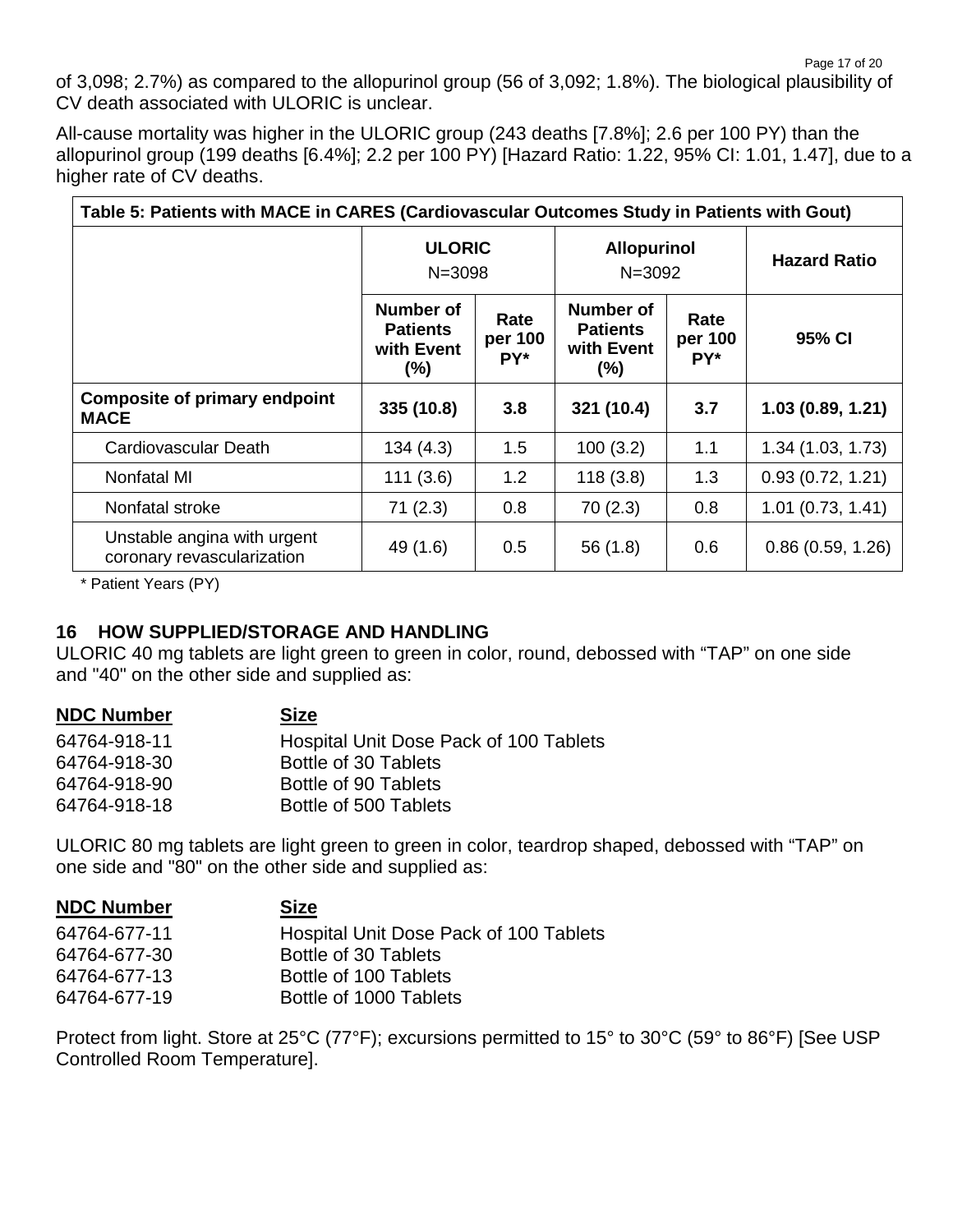of 3,098; 2.7%) as compared to the allopurinol group (56 of 3,092; 1.8%). The biological plausibility of CV death associated with ULORIC is unclear.

All-cause mortality was higher in the ULORIC group (243 deaths [7.8%]; 2.6 per 100 PY) than the allopurinol group (199 deaths [6.4%]; 2.2 per 100 PY) [Hazard Ratio: 1.22, 95% CI: 1.01, 1.47], due to a higher rate of CV deaths.

**Table 5: Patients with MACE in CARES (Cardiovascular Outcomes Study in Patients with Gout)**

| | **ULORIC** N=3098 | | **Allopurinol** N=3092 | | **Hazard Ratio** |
|---|---|---|---|---|---|
| | **Number of Patients with Event (%)** | **Rate per 100 PY*** | **Number of Patients with Event (%)** | **Rate per 100 PY*** | **95% CI** |
| **Composite of primary endpoint MACE** | **335 (10.8)** | **3.8** | **321 (10.4)** | **3.7** | **1.03 (0.89, 1.21)** |
| Cardiovascular Death | 134 (4.3) | 1.5 | 100 (3.2) | 1.1 | 1.34 (1.03, 1.73) |
| Nonfatal MI | 111 (3.6) | 1.2 | 118 (3.8) | 1.3 | 0.93 (0.72, 1.21) |
| Nonfatal stroke | 71 (2.3) | 0.8 | 70 (2.3) | 0.8 | 1.01 (0.73, 1.41) |
| Unstable angina with urgent coronary revascularization | 49 (1.6) | 0.5 | 56 (1.8) | 0.6 | 0.86 (0.59, 1.26) |

* Patient Years (PY)

## 16 HOW SUPPLIED/STORAGE AND HANDLING

ULORIC 40 mg tablets are light green to green in color, round, debossed with "TAP" on one side and "40" on the other side and supplied as:

| NDC Number | Size |
|---|---|
| 64764-918-11 | Hospital Unit Dose Pack of 100 Tablets |
| 64764-918-30 | Bottle of 30 Tablets |
| 64764-918-90 | Bottle of 90 Tablets |
| 64764-918-18 | Bottle of 500 Tablets |

ULORIC 80 mg tablets are light green to green in color, teardrop shaped, debossed with "TAP" on one side and "80" on the other side and supplied as:

| NDC Number | Size |
|---|---|
| 64764-677-11 | Hospital Unit Dose Pack of 100 Tablets |
| 64764-677-30 | Bottle of 30 Tablets |
| 64764-677-13 | Bottle of 100 Tablets |
| 64764-677-19 | Bottle of 1000 Tablets |

Protect from light. Store at 25°C (77°F); excursions permitted to 15° to 30°C (59° to 86°F) [See USP Controlled Room Temperature].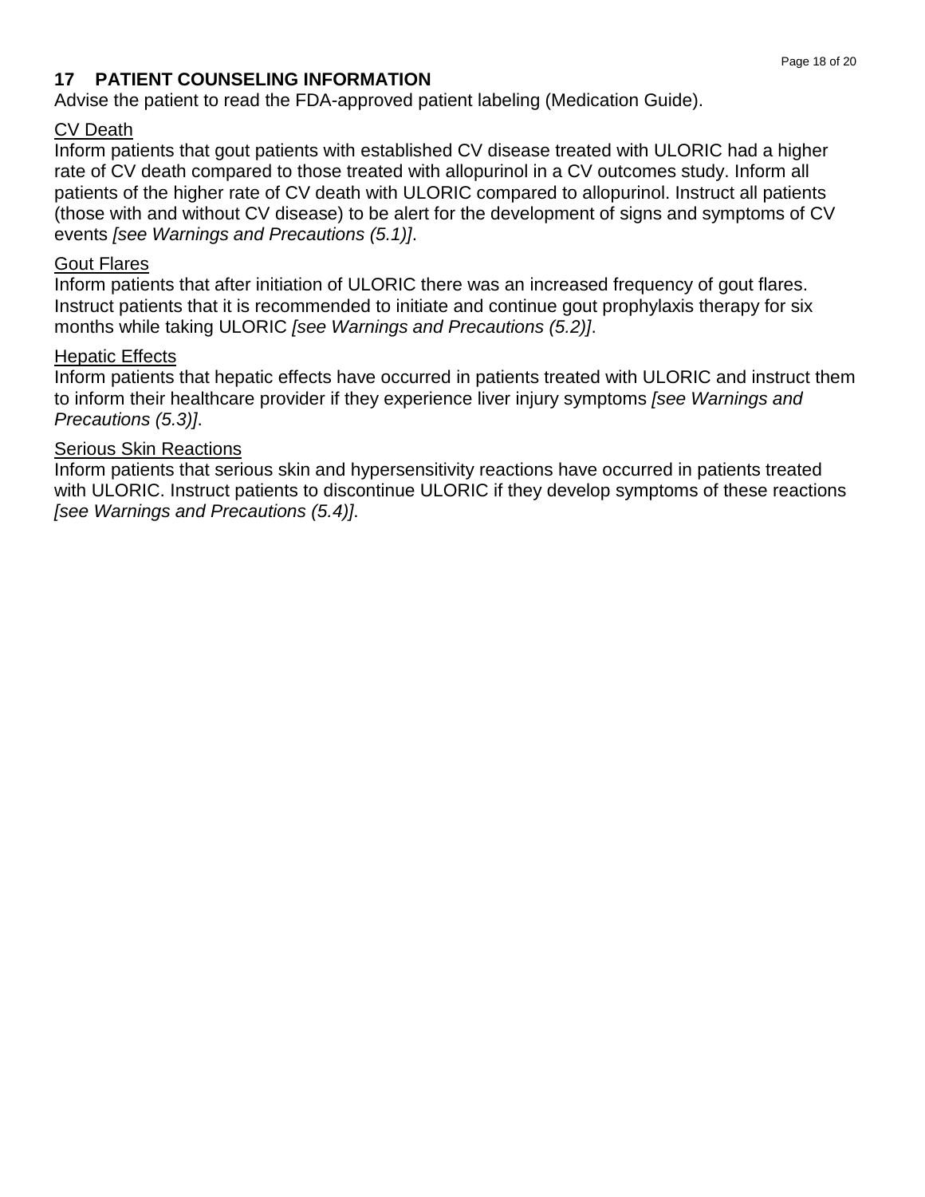## 17 PATIENT COUNSELING INFORMATION

Advise the patient to read the FDA-approved patient labeling (Medication Guide).

CV Death

Inform patients that gout patients with established CV disease treated with ULORIC had a higher rate of CV death compared to those treated with allopurinol in a CV outcomes study. Inform all patients of the higher rate of CV death with ULORIC compared to allopurinol. Instruct all patients (those with and without CV disease) to be alert for the development of signs and symptoms of CV events *[see Warnings and Precautions (5.1)]*.

Gout Flares

Inform patients that after initiation of ULORIC there was an increased frequency of gout flares. Instruct patients that it is recommended to initiate and continue gout prophylaxis therapy for six months while taking ULORIC *[see Warnings and Precautions (5.2)]*.

Hepatic Effects

Inform patients that hepatic effects have occurred in patients treated with ULORIC and instruct them to inform their healthcare provider if they experience liver injury symptoms *[see Warnings and Precautions (5.3)]*.

Serious Skin Reactions

Inform patients that serious skin and hypersensitivity reactions have occurred in patients treated with ULORIC. Instruct patients to discontinue ULORIC if they develop symptoms of these reactions *[see Warnings and Precautions (5.4)]*.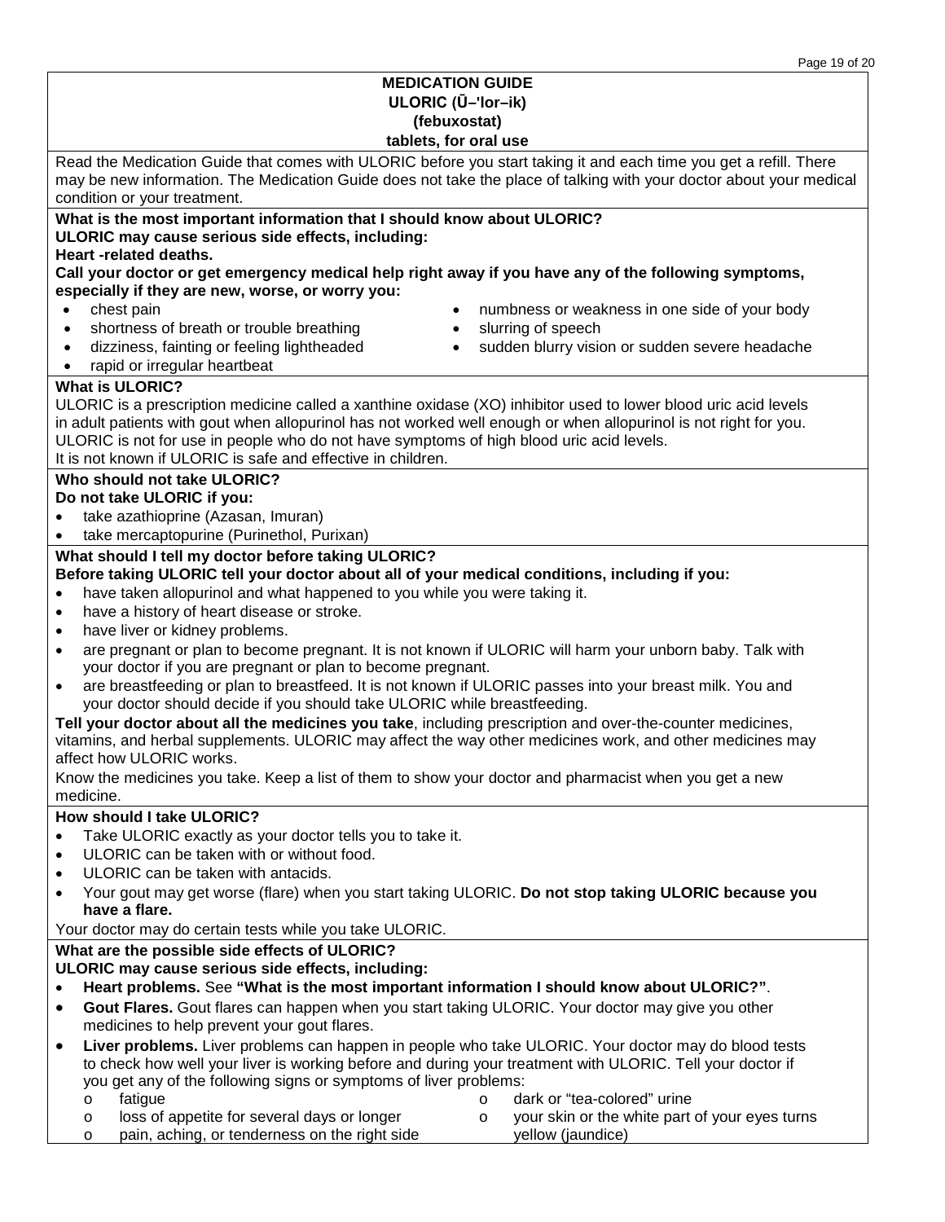**MEDICATION GUIDE**
**ULORIC (Ū–'lor–ik)**
**(febuxostat)**
**tablets, for oral use**

Read the Medication Guide that comes with ULORIC before you start taking it and each time you get a refill. There may be new information. The Medication Guide does not take the place of talking with your doctor about your medical condition or your treatment.

**What is the most important information that I should know about ULORIC?**

**ULORIC may cause serious side effects, including:**

**Heart -related deaths.**

**Call your doctor or get emergency medical help right away if you have any of the following symptoms, especially if they are new, worse, or worry you:**

- chest pain
- shortness of breath or trouble breathing
- dizziness, fainting or feeling lightheaded
- rapid or irregular heartbeat
- numbness or weakness in one side of your body
- slurring of speech
- sudden blurry vision or sudden severe headache

**What is ULORIC?**

ULORIC is a prescription medicine called a xanthine oxidase (XO) inhibitor used to lower blood uric acid levels in adult patients with gout when allopurinol has not worked well enough or when allopurinol is not right for you.
ULORIC is not for use in people who do not have symptoms of high blood uric acid levels.
It is not known if ULORIC is safe and effective in children.

**Who should not take ULORIC?**

**Do not take ULORIC if you:**

- take azathioprine (Azasan, Imuran)
- take mercaptopurine (Purinethol, Purixan)

**What should I tell my doctor before taking ULORIC?**

**Before taking ULORIC tell your doctor about all of your medical conditions, including if you:**

- have taken allopurinol and what happened to you while you were taking it.
- have a history of heart disease or stroke.
- have liver or kidney problems.
- are pregnant or plan to become pregnant. It is not known if ULORIC will harm your unborn baby. Talk with your doctor if you are pregnant or plan to become pregnant.
- are breastfeeding or plan to breastfeed. It is not known if ULORIC passes into your breast milk. You and your doctor should decide if you should take ULORIC while breastfeeding.

**Tell your doctor about all the medicines you take**, including prescription and over-the-counter medicines, vitamins, and herbal supplements. ULORIC may affect the way other medicines work, and other medicines may affect how ULORIC works.

Know the medicines you take. Keep a list of them to show your doctor and pharmacist when you get a new medicine.

**How should I take ULORIC?**

- Take ULORIC exactly as your doctor tells you to take it.
- ULORIC can be taken with or without food.
- ULORIC can be taken with antacids.
- Your gout may get worse (flare) when you start taking ULORIC. **Do not stop taking ULORIC because you have a flare.**

Your doctor may do certain tests while you take ULORIC.

**What are the possible side effects of ULORIC?**

**ULORIC may cause serious side effects, including:**

- **Heart problems.** See **"What is the most important information I should know about ULORIC?"**.
- **Gout Flares.** Gout flares can happen when you start taking ULORIC. Your doctor may give you other medicines to help prevent your gout flares.
- **Liver problems.** Liver problems can happen in people who take ULORIC. Your doctor may do blood tests to check how well your liver is working before and during your treatment with ULORIC. Tell your doctor if you get any of the following signs or symptoms of liver problems:
  - fatigue
  - loss of appetite for several days or longer
  - pain, aching, or tenderness on the right side
  - dark or "tea-colored" urine
  - your skin or the white part of your eyes turns yellow (jaundice)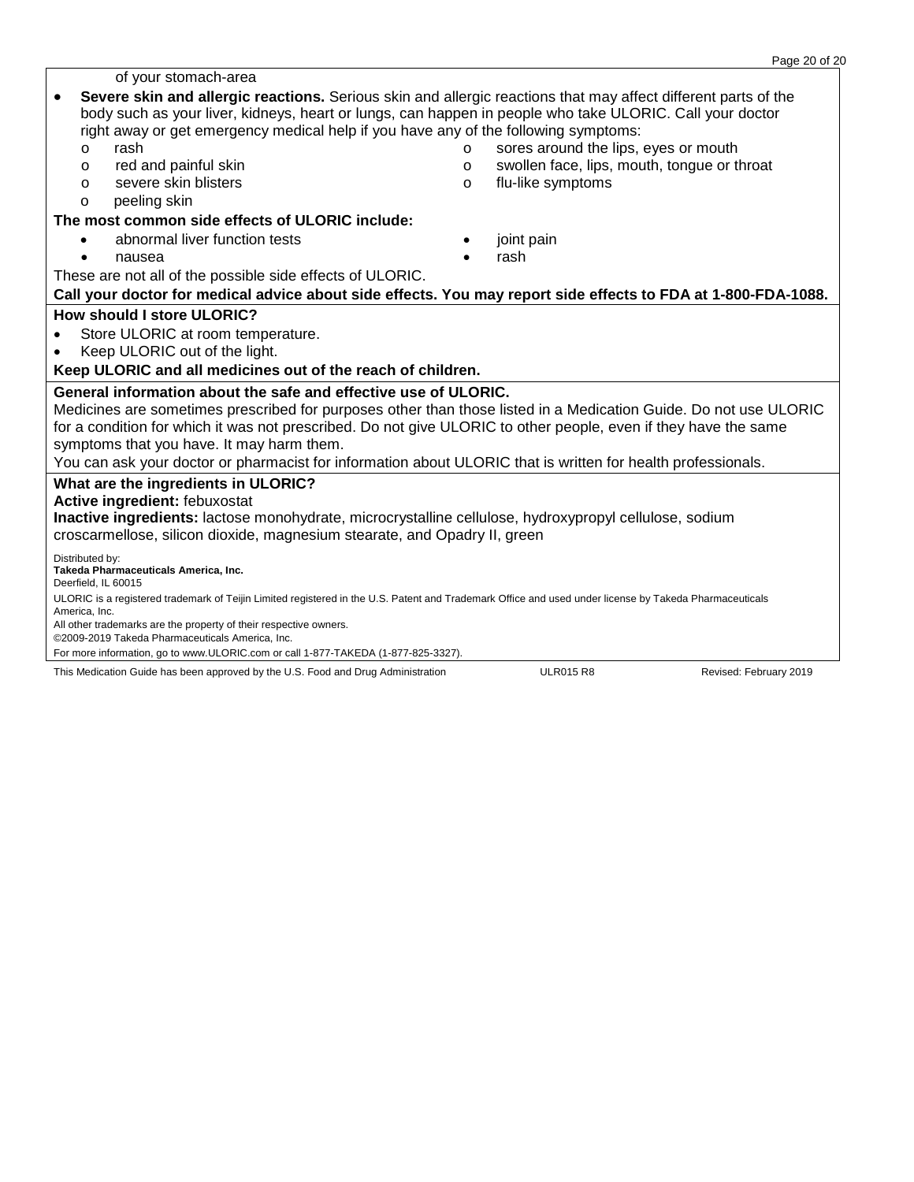of your stomach-area

- **Severe skin and allergic reactions.** Serious skin and allergic reactions that may affect different parts of the body such as your liver, kidneys, heart or lungs, can happen in people who take ULORIC. Call your doctor right away or get emergency medical help if you have any of the following symptoms:
  - rash
  - red and painful skin
  - severe skin blisters
  - peeling skin
  - sores around the lips, eyes or mouth
  - swollen face, lips, mouth, tongue or throat
  - flu-like symptoms

**The most common side effects of ULORIC include:**

- abnormal liver function tests
- nausea
- joint pain
- rash

These are not all of the possible side effects of ULORIC.

**Call your doctor for medical advice about side effects. You may report side effects to FDA at 1-800-FDA-1088.**

**How should I store ULORIC?**

- Store ULORIC at room temperature.
- Keep ULORIC out of the light.

**Keep ULORIC and all medicines out of the reach of children.**

**General information about the safe and effective use of ULORIC.**

Medicines are sometimes prescribed for purposes other than those listed in a Medication Guide. Do not use ULORIC for a condition for which it was not prescribed. Do not give ULORIC to other people, even if they have the same symptoms that you have. It may harm them.

You can ask your doctor or pharmacist for information about ULORIC that is written for health professionals.

**What are the ingredients in ULORIC?**

**Active ingredient:** febuxostat

**Inactive ingredients:** lactose monohydrate, microcrystalline cellulose, hydroxypropyl cellulose, sodium croscarmellose, silicon dioxide, magnesium stearate, and Opadry II, green

Distributed by:
**Takeda Pharmaceuticals America, Inc.**
Deerfield, IL 60015

ULORIC is a registered trademark of Teijin Limited registered in the U.S. Patent and Trademark Office and used under license by Takeda Pharmaceuticals America, Inc.

All other trademarks are the property of their respective owners.

©2009-2019 Takeda Pharmaceuticals America, Inc.

For more information, go to www.ULORIC.com or call 1-877-TAKEDA (1-877-825-3327).

This Medication Guide has been approved by the U.S. Food and Drug Administration    ULR015 R8    Revised: February 2019